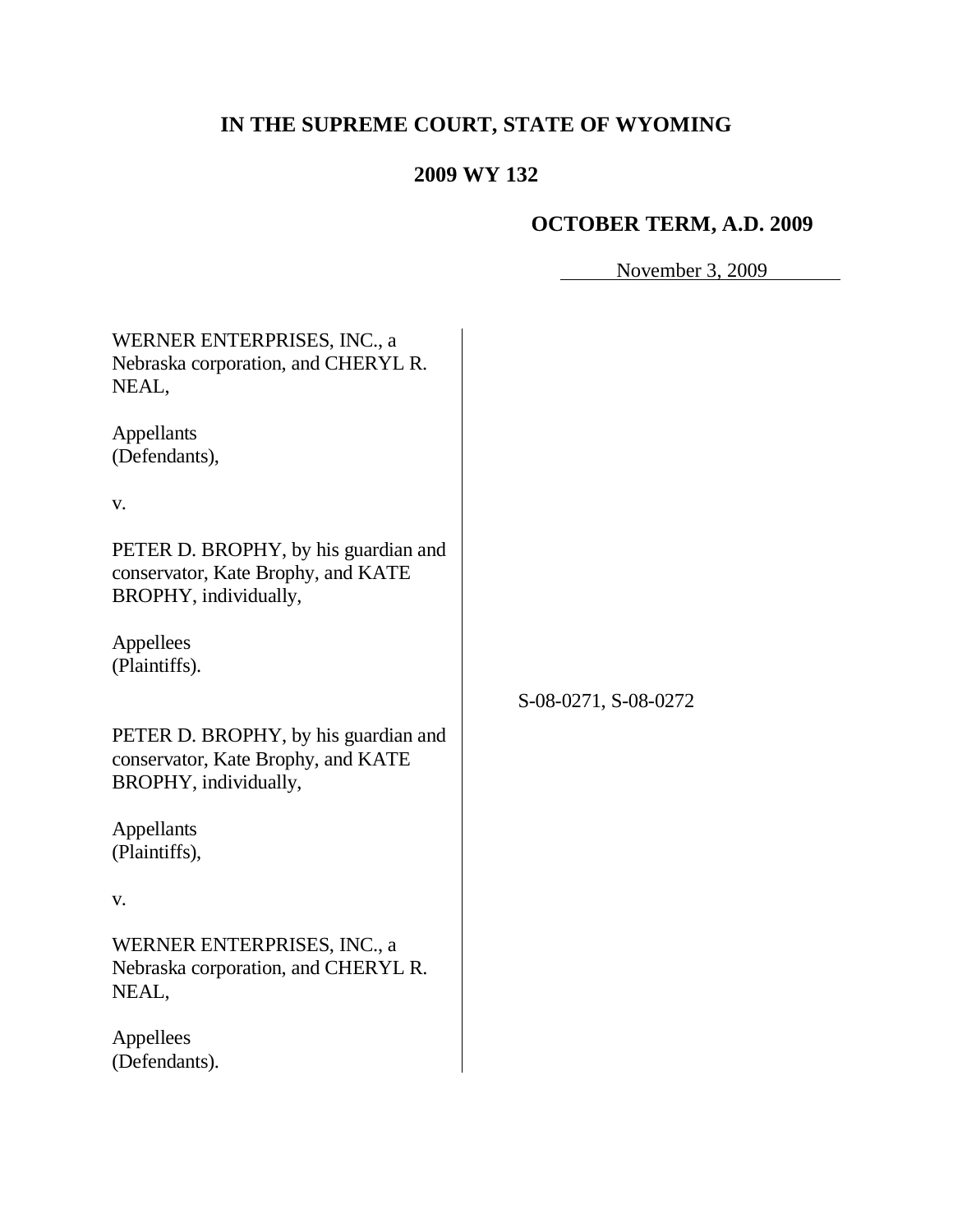# IN THE SUPREME COURT, STATE OF WYOMING

## 2009 WY 132

### OCTOBER TERM, A.D. 2009

November 3, 2009

WERNER ENTERPRISES, INC., a Nebraska corporation, and CHERYL R. NEAL,

Appellants
(Defendants),

v.

PETER D. BROPHY, by his guardian and conservator, Kate Brophy, and KATE BROPHY, individually,

Appellees
(Plaintiffs).

S-08-0271, S-08-0272

PETER D. BROPHY, by his guardian and conservator, Kate Brophy, and KATE BROPHY, individually,

Appellants
(Plaintiffs),

v.

WERNER ENTERPRISES, INC., a Nebraska corporation, and CHERYL R. NEAL,

Appellees
(Defendants).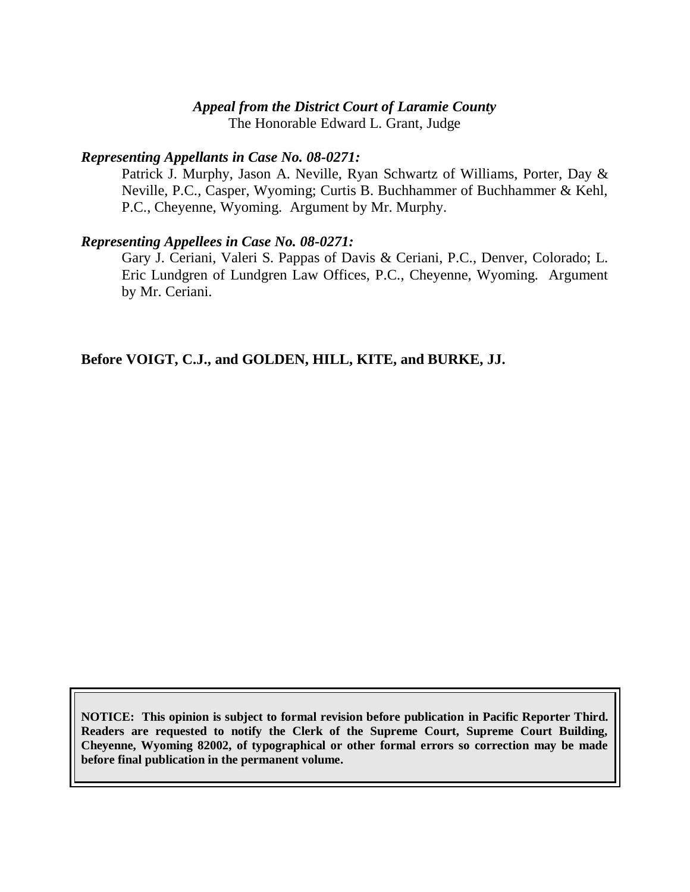***Appeal from the District Court of Laramie County***
The Honorable Edward L. Grant, Judge

***Representing Appellants in Case No. 08-0271:***

Patrick J. Murphy, Jason A. Neville, Ryan Schwartz of Williams, Porter, Day & Neville, P.C., Casper, Wyoming; Curtis B. Buchhammer of Buchhammer & Kehl, P.C., Cheyenne, Wyoming. Argument by Mr. Murphy.

***Representing Appellees in Case No. 08-0271:***

Gary J. Ceriani, Valeri S. Pappas of Davis & Ceriani, P.C., Denver, Colorado; L. Eric Lundgren of Lundgren Law Offices, P.C., Cheyenne, Wyoming. Argument by Mr. Ceriani.

**Before VOIGT, C.J., and GOLDEN, HILL, KITE, and BURKE, JJ.**

**NOTICE: This opinion is subject to formal revision before publication in Pacific Reporter Third. Readers are requested to notify the Clerk of the Supreme Court, Supreme Court Building, Cheyenne, Wyoming 82002, of typographical or other formal errors so correction may be made before final publication in the permanent volume.**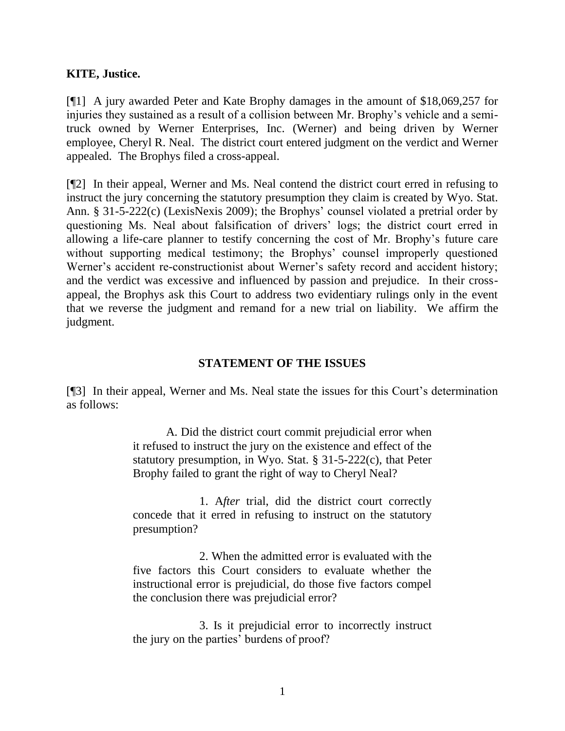**KITE, Justice.**

[¶1] A jury awarded Peter and Kate Brophy damages in the amount of $18,069,257 for injuries they sustained as a result of a collision between Mr. Brophy's vehicle and a semi-truck owned by Werner Enterprises, Inc. (Werner) and being driven by Werner employee, Cheryl R. Neal. The district court entered judgment on the verdict and Werner appealed. The Brophys filed a cross-appeal.

[¶2] In their appeal, Werner and Ms. Neal contend the district court erred in refusing to instruct the jury concerning the statutory presumption they claim is created by Wyo. Stat. Ann. § 31-5-222(c) (LexisNexis 2009); the Brophys' counsel violated a pretrial order by questioning Ms. Neal about falsification of drivers' logs; the district court erred in allowing a life-care planner to testify concerning the cost of Mr. Brophy's future care without supporting medical testimony; the Brophys' counsel improperly questioned Werner's accident re-constructionist about Werner's safety record and accident history; and the verdict was excessive and influenced by passion and prejudice. In their cross-appeal, the Brophys ask this Court to address two evidentiary rulings only in the event that we reverse the judgment and remand for a new trial on liability. We affirm the judgment.

## STATEMENT OF THE ISSUES

[¶3] In their appeal, Werner and Ms. Neal state the issues for this Court's determination as follows:

> A. Did the district court commit prejudicial error when it refused to instruct the jury on the existence and effect of the statutory presumption, in Wyo. Stat. § 31-5-222(c), that Peter Brophy failed to grant the right of way to Cheryl Neal?
>
> 1. A*fter* trial, did the district court correctly concede that it erred in refusing to instruct on the statutory presumption?
>
> 2. When the admitted error is evaluated with the five factors this Court considers to evaluate whether the instructional error is prejudicial, do those five factors compel the conclusion there was prejudicial error?
>
> 3. Is it prejudicial error to incorrectly instruct the jury on the parties' burdens of proof?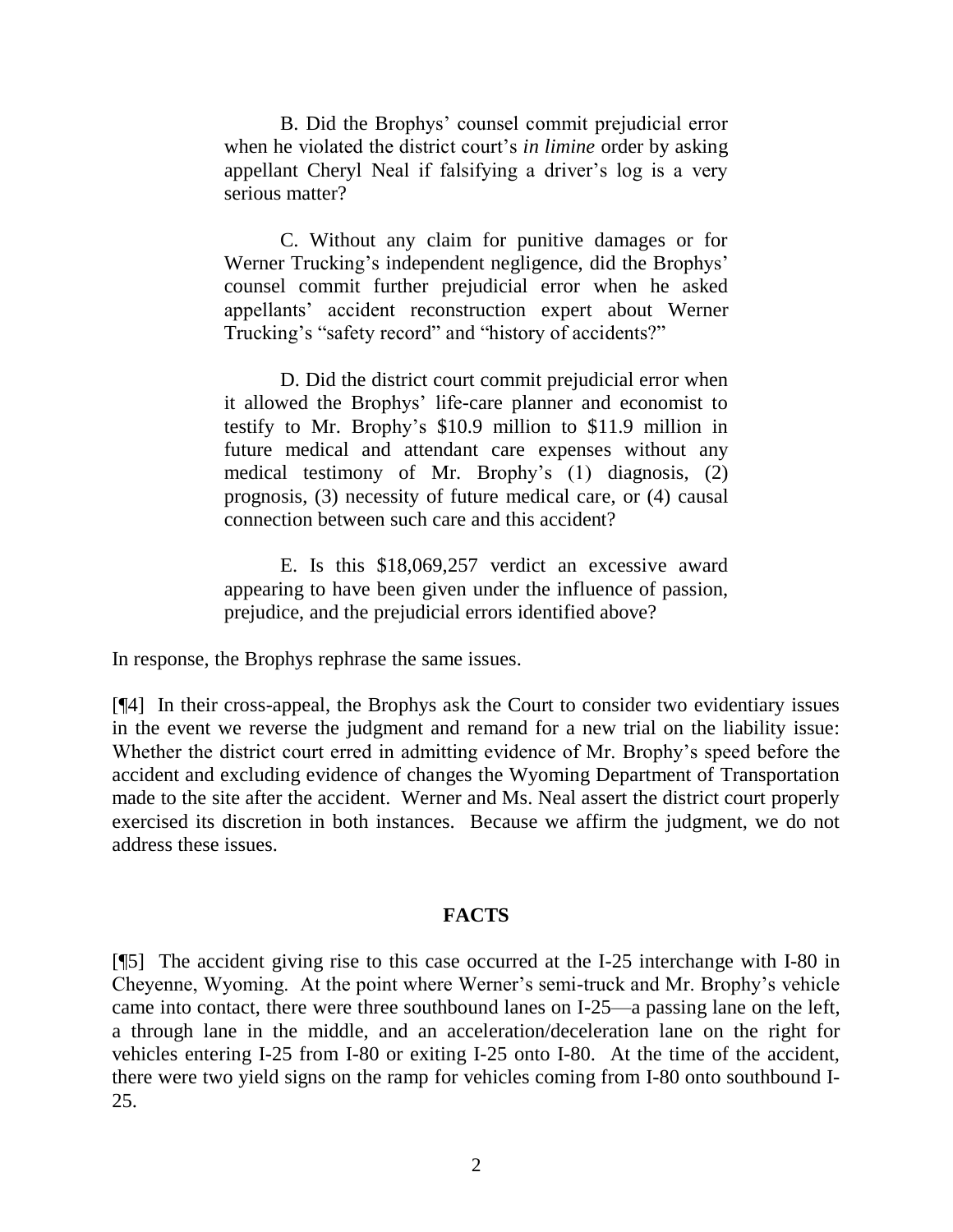B. Did the Brophys' counsel commit prejudicial error when he violated the district court's *in limine* order by asking appellant Cheryl Neal if falsifying a driver's log is a very serious matter?

C. Without any claim for punitive damages or for Werner Trucking's independent negligence, did the Brophys' counsel commit further prejudicial error when he asked appellants' accident reconstruction expert about Werner Trucking's "safety record" and "history of accidents?"

D. Did the district court commit prejudicial error when it allowed the Brophys' life-care planner and economist to testify to Mr. Brophy's \$10.9 million to \$11.9 million in future medical and attendant care expenses without any medical testimony of Mr. Brophy's (1) diagnosis, (2) prognosis, (3) necessity of future medical care, or (4) causal connection between such care and this accident?

E. Is this \$18,069,257 verdict an excessive award appearing to have been given under the influence of passion, prejudice, and the prejudicial errors identified above?

In response, the Brophys rephrase the same issues.

[¶4] In their cross-appeal, the Brophys ask the Court to consider two evidentiary issues in the event we reverse the judgment and remand for a new trial on the liability issue: Whether the district court erred in admitting evidence of Mr. Brophy's speed before the accident and excluding evidence of changes the Wyoming Department of Transportation made to the site after the accident. Werner and Ms. Neal assert the district court properly exercised its discretion in both instances. Because we affirm the judgment, we do not address these issues.

## FACTS

[¶5] The accident giving rise to this case occurred at the I-25 interchange with I-80 in Cheyenne, Wyoming. At the point where Werner's semi-truck and Mr. Brophy's vehicle came into contact, there were three southbound lanes on I-25—a passing lane on the left, a through lane in the middle, and an acceleration/deceleration lane on the right for vehicles entering I-25 from I-80 or exiting I-25 onto I-80. At the time of the accident, there were two yield signs on the ramp for vehicles coming from I-80 onto southbound I-25.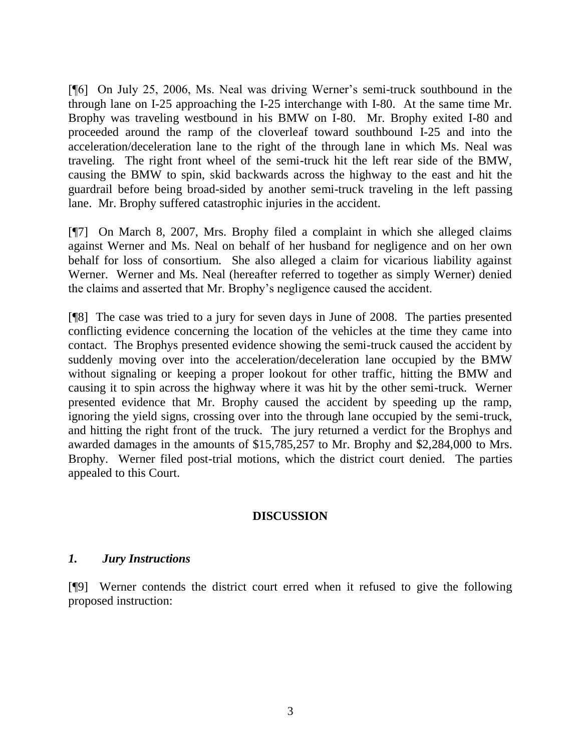[¶6] On July 25, 2006, Ms. Neal was driving Werner's semi-truck southbound in the through lane on I-25 approaching the I-25 interchange with I-80. At the same time Mr. Brophy was traveling westbound in his BMW on I-80. Mr. Brophy exited I-80 and proceeded around the ramp of the cloverleaf toward southbound I-25 and into the acceleration/deceleration lane to the right of the through lane in which Ms. Neal was traveling. The right front wheel of the semi-truck hit the left rear side of the BMW, causing the BMW to spin, skid backwards across the highway to the east and hit the guardrail before being broad-sided by another semi-truck traveling in the left passing lane. Mr. Brophy suffered catastrophic injuries in the accident.

[¶7] On March 8, 2007, Mrs. Brophy filed a complaint in which she alleged claims against Werner and Ms. Neal on behalf of her husband for negligence and on her own behalf for loss of consortium. She also alleged a claim for vicarious liability against Werner. Werner and Ms. Neal (hereafter referred to together as simply Werner) denied the claims and asserted that Mr. Brophy's negligence caused the accident.

[¶8] The case was tried to a jury for seven days in June of 2008. The parties presented conflicting evidence concerning the location of the vehicles at the time they came into contact. The Brophys presented evidence showing the semi-truck caused the accident by suddenly moving over into the acceleration/deceleration lane occupied by the BMW without signaling or keeping a proper lookout for other traffic, hitting the BMW and causing it to spin across the highway where it was hit by the other semi-truck. Werner presented evidence that Mr. Brophy caused the accident by speeding up the ramp, ignoring the yield signs, crossing over into the through lane occupied by the semi-truck, and hitting the right front of the truck. The jury returned a verdict for the Brophys and awarded damages in the amounts of $15,785,257 to Mr. Brophy and $2,284,000 to Mrs. Brophy. Werner filed post-trial motions, which the district court denied. The parties appealed to this Court.

## DISCUSSION

### *1. Jury Instructions*

[¶9] Werner contends the district court erred when it refused to give the following proposed instruction: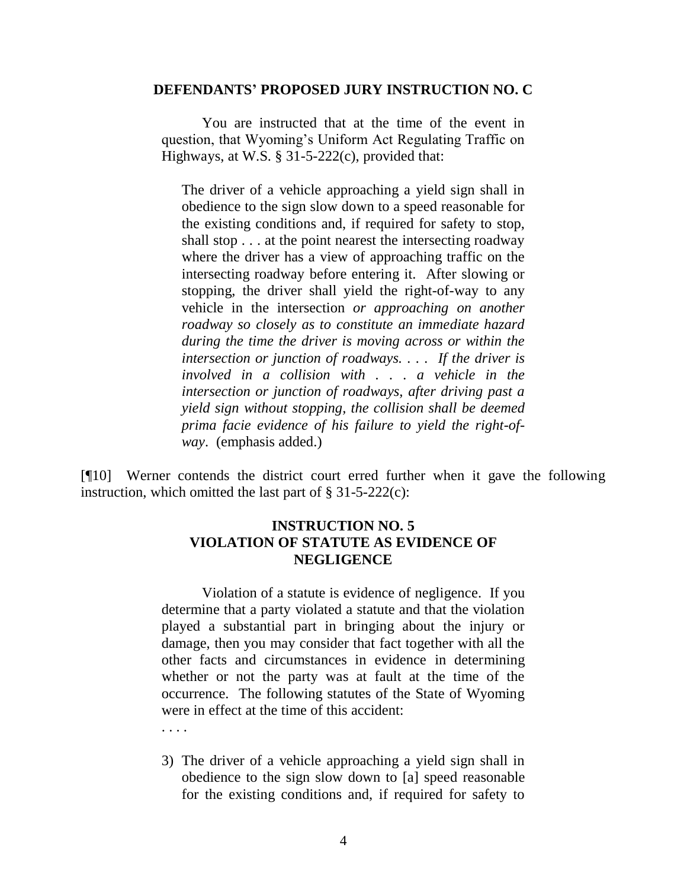**DEFENDANTS' PROPOSED JURY INSTRUCTION NO. C**

You are instructed that at the time of the event in question, that Wyoming's Uniform Act Regulating Traffic on Highways, at W.S. § 31-5-222(c), provided that:

> The driver of a vehicle approaching a yield sign shall in obedience to the sign slow down to a speed reasonable for the existing conditions and, if required for safety to stop, shall stop . . . at the point nearest the intersecting roadway where the driver has a view of approaching traffic on the intersecting roadway before entering it. After slowing or stopping, the driver shall yield the right-of-way to any vehicle in the intersection *or approaching on another roadway so closely as to constitute an immediate hazard during the time the driver is moving across or within the intersection or junction of roadways. . . . If the driver is involved in a collision with . . . a vehicle in the intersection or junction of roadways, after driving past a yield sign without stopping, the collision shall be deemed prima facie evidence of his failure to yield the right-of-way*. (emphasis added.)

[¶10] Werner contends the district court erred further when it gave the following instruction, which omitted the last part of § 31-5-222(c):

**INSTRUCTION NO. 5**
**VIOLATION OF STATUTE AS EVIDENCE OF NEGLIGENCE**

> Violation of a statute is evidence of negligence. If you determine that a party violated a statute and that the violation played a substantial part in bringing about the injury or damage, then you may consider that fact together with all the other facts and circumstances in evidence in determining whether or not the party was at fault at the time of the occurrence. The following statutes of the State of Wyoming were in effect at the time of this accident:
>
> . . . .
>
> 3) The driver of a vehicle approaching a yield sign shall in obedience to the sign slow down to [a] speed reasonable for the existing conditions and, if required for safety to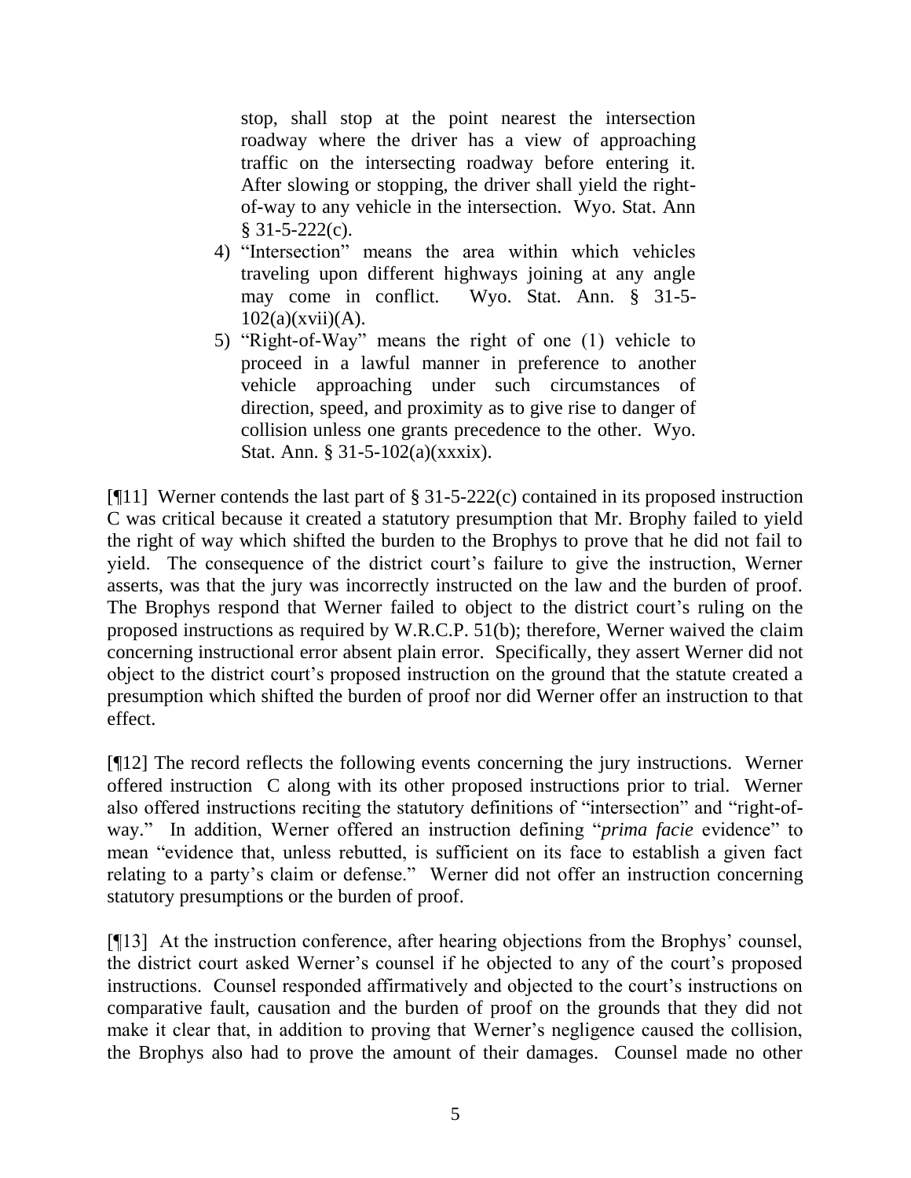stop, shall stop at the point nearest the intersection roadway where the driver has a view of approaching traffic on the intersecting roadway before entering it. After slowing or stopping, the driver shall yield the right-of-way to any vehicle in the intersection. Wyo. Stat. Ann § 31-5-222(c).

4) "Intersection" means the area within which vehicles traveling upon different highways joining at any angle may come in conflict. Wyo. Stat. Ann. § 31-5-102(a)(xvii)(A).

5) "Right-of-Way" means the right of one (1) vehicle to proceed in a lawful manner in preference to another vehicle approaching under such circumstances of direction, speed, and proximity as to give rise to danger of collision unless one grants precedence to the other. Wyo. Stat. Ann. § 31-5-102(a)(xxxix).

[¶11] Werner contends the last part of § 31-5-222(c) contained in its proposed instruction C was critical because it created a statutory presumption that Mr. Brophy failed to yield the right of way which shifted the burden to the Brophys to prove that he did not fail to yield. The consequence of the district court's failure to give the instruction, Werner asserts, was that the jury was incorrectly instructed on the law and the burden of proof. The Brophys respond that Werner failed to object to the district court's ruling on the proposed instructions as required by W.R.C.P. 51(b); therefore, Werner waived the claim concerning instructional error absent plain error. Specifically, they assert Werner did not object to the district court's proposed instruction on the ground that the statute created a presumption which shifted the burden of proof nor did Werner offer an instruction to that effect.

[¶12] The record reflects the following events concerning the jury instructions. Werner offered instruction C along with its other proposed instructions prior to trial. Werner also offered instructions reciting the statutory definitions of "intersection" and "right-of-way." In addition, Werner offered an instruction defining "*prima facie* evidence" to mean "evidence that, unless rebutted, is sufficient on its face to establish a given fact relating to a party's claim or defense." Werner did not offer an instruction concerning statutory presumptions or the burden of proof.

[¶13] At the instruction conference, after hearing objections from the Brophys' counsel, the district court asked Werner's counsel if he objected to any of the court's proposed instructions. Counsel responded affirmatively and objected to the court's instructions on comparative fault, causation and the burden of proof on the grounds that they did not make it clear that, in addition to proving that Werner's negligence caused the collision, the Brophys also had to prove the amount of their damages. Counsel made no other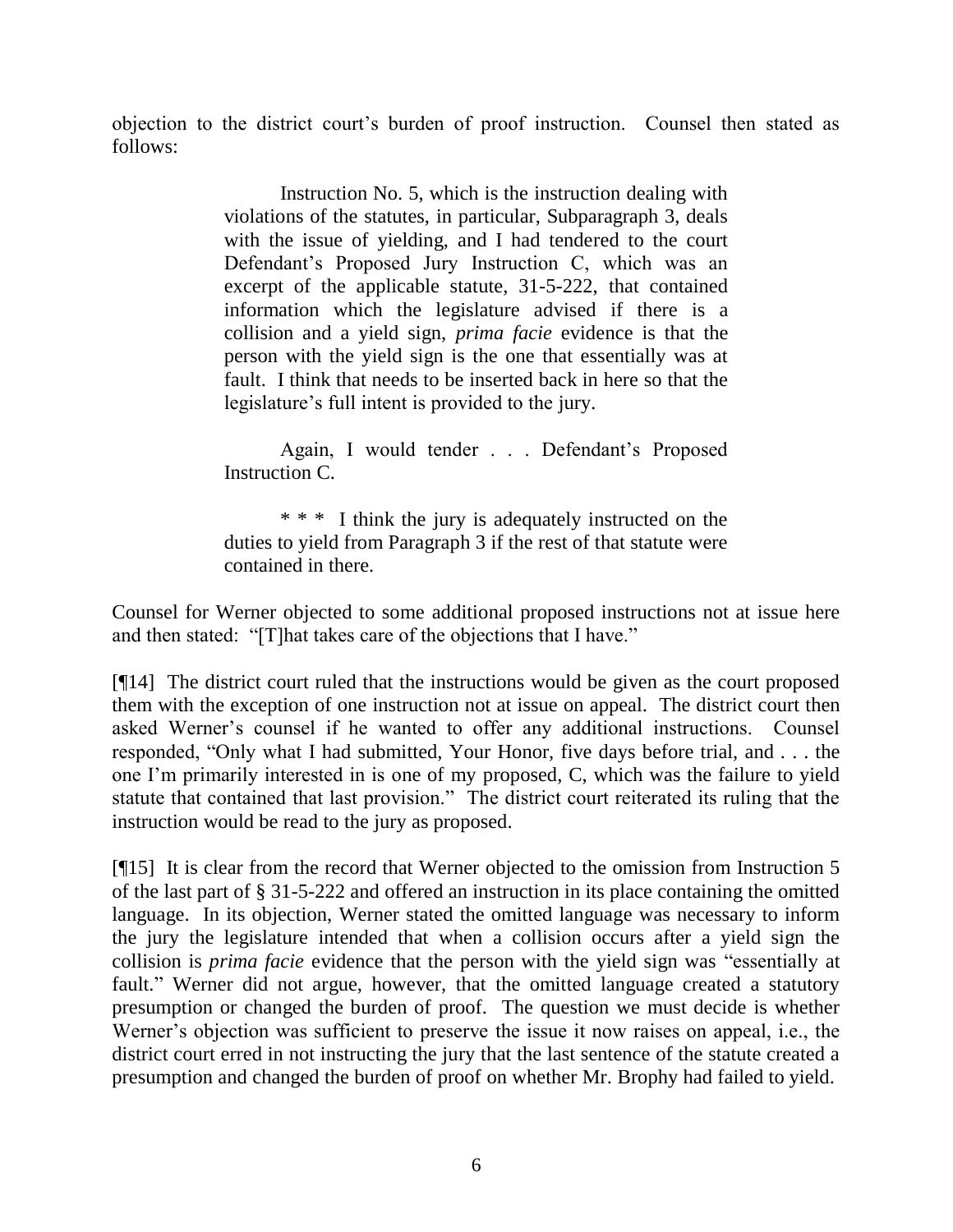objection to the district court's burden of proof instruction. Counsel then stated as follows:

> Instruction No. 5, which is the instruction dealing with violations of the statutes, in particular, Subparagraph 3, deals with the issue of yielding, and I had tendered to the court Defendant's Proposed Jury Instruction C, which was an excerpt of the applicable statute, 31-5-222, that contained information which the legislature advised if there is a collision and a yield sign, *prima facie* evidence is that the person with the yield sign is the one that essentially was at fault. I think that needs to be inserted back in here so that the legislature's full intent is provided to the jury.
>
> Again, I would tender . . . Defendant's Proposed Instruction C.
>
> \* \* \* I think the jury is adequately instructed on the duties to yield from Paragraph 3 if the rest of that statute were contained in there.

Counsel for Werner objected to some additional proposed instructions not at issue here and then stated: "[T]hat takes care of the objections that I have."

[¶14] The district court ruled that the instructions would be given as the court proposed them with the exception of one instruction not at issue on appeal. The district court then asked Werner's counsel if he wanted to offer any additional instructions. Counsel responded, "Only what I had submitted, Your Honor, five days before trial, and . . . the one I'm primarily interested in is one of my proposed, C, which was the failure to yield statute that contained that last provision." The district court reiterated its ruling that the instruction would be read to the jury as proposed.

[¶15] It is clear from the record that Werner objected to the omission from Instruction 5 of the last part of § 31-5-222 and offered an instruction in its place containing the omitted language. In its objection, Werner stated the omitted language was necessary to inform the jury the legislature intended that when a collision occurs after a yield sign the collision is *prima facie* evidence that the person with the yield sign was "essentially at fault." Werner did not argue, however, that the omitted language created a statutory presumption or changed the burden of proof. The question we must decide is whether Werner's objection was sufficient to preserve the issue it now raises on appeal, i.e., the district court erred in not instructing the jury that the last sentence of the statute created a presumption and changed the burden of proof on whether Mr. Brophy had failed to yield.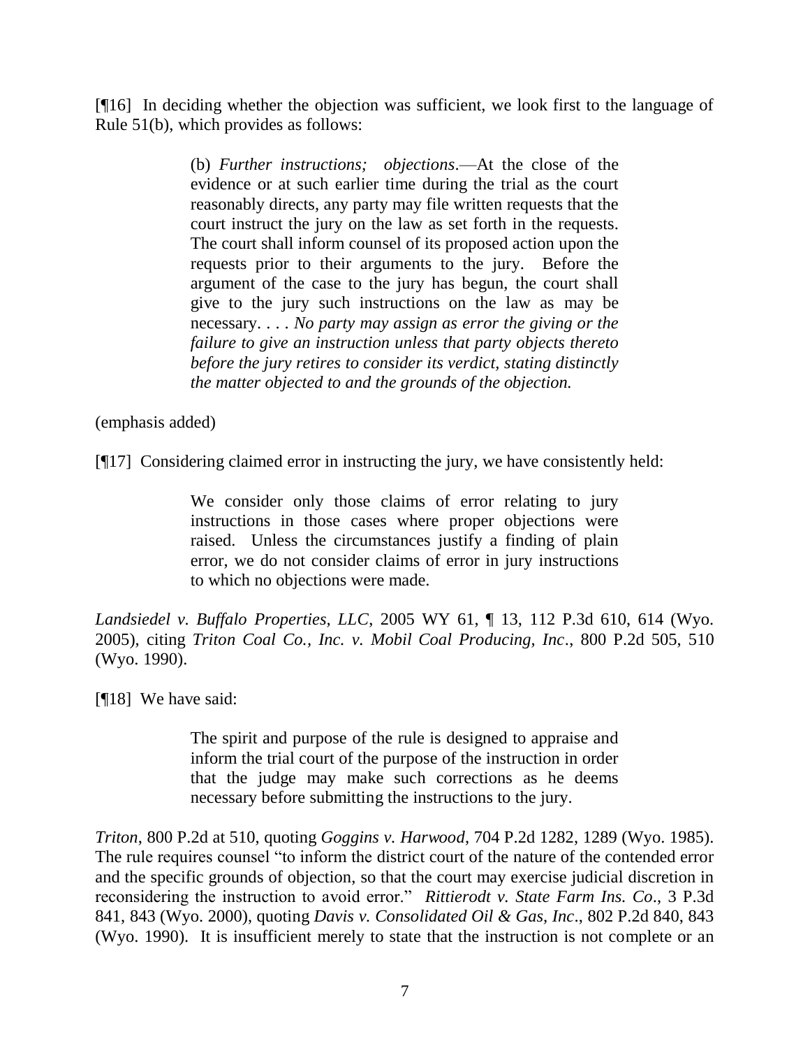[¶16] In deciding whether the objection was sufficient, we look first to the language of Rule 51(b), which provides as follows:

> (b) *Further instructions; objections*.—At the close of the evidence or at such earlier time during the trial as the court reasonably directs, any party may file written requests that the court instruct the jury on the law as set forth in the requests. The court shall inform counsel of its proposed action upon the requests prior to their arguments to the jury. Before the argument of the case to the jury has begun, the court shall give to the jury such instructions on the law as may be necessary. . . . *No party may assign as error the giving or the failure to give an instruction unless that party objects thereto before the jury retires to consider its verdict, stating distinctly the matter objected to and the grounds of the objection.*

(emphasis added)

[¶17] Considering claimed error in instructing the jury, we have consistently held:

> We consider only those claims of error relating to jury instructions in those cases where proper objections were raised. Unless the circumstances justify a finding of plain error, we do not consider claims of error in jury instructions to which no objections were made.

*Landsiedel v. Buffalo Properties, LLC*, 2005 WY 61, ¶ 13, 112 P.3d 610, 614 (Wyo. 2005), citing *Triton Coal Co., Inc. v. Mobil Coal Producing, Inc*., 800 P.2d 505, 510 (Wyo. 1990).

[¶18] We have said:

> The spirit and purpose of the rule is designed to appraise and inform the trial court of the purpose of the instruction in order that the judge may make such corrections as he deems necessary before submitting the instructions to the jury.

*Triton*, 800 P.2d at 510, quoting *Goggins v. Harwood*, 704 P.2d 1282, 1289 (Wyo. 1985). The rule requires counsel "to inform the district court of the nature of the contended error and the specific grounds of objection, so that the court may exercise judicial discretion in reconsidering the instruction to avoid error." *Rittierodt v. State Farm Ins. Co*., 3 P.3d 841, 843 (Wyo. 2000), quoting *Davis v. Consolidated Oil & Gas, Inc*., 802 P.2d 840, 843 (Wyo. 1990). It is insufficient merely to state that the instruction is not complete or an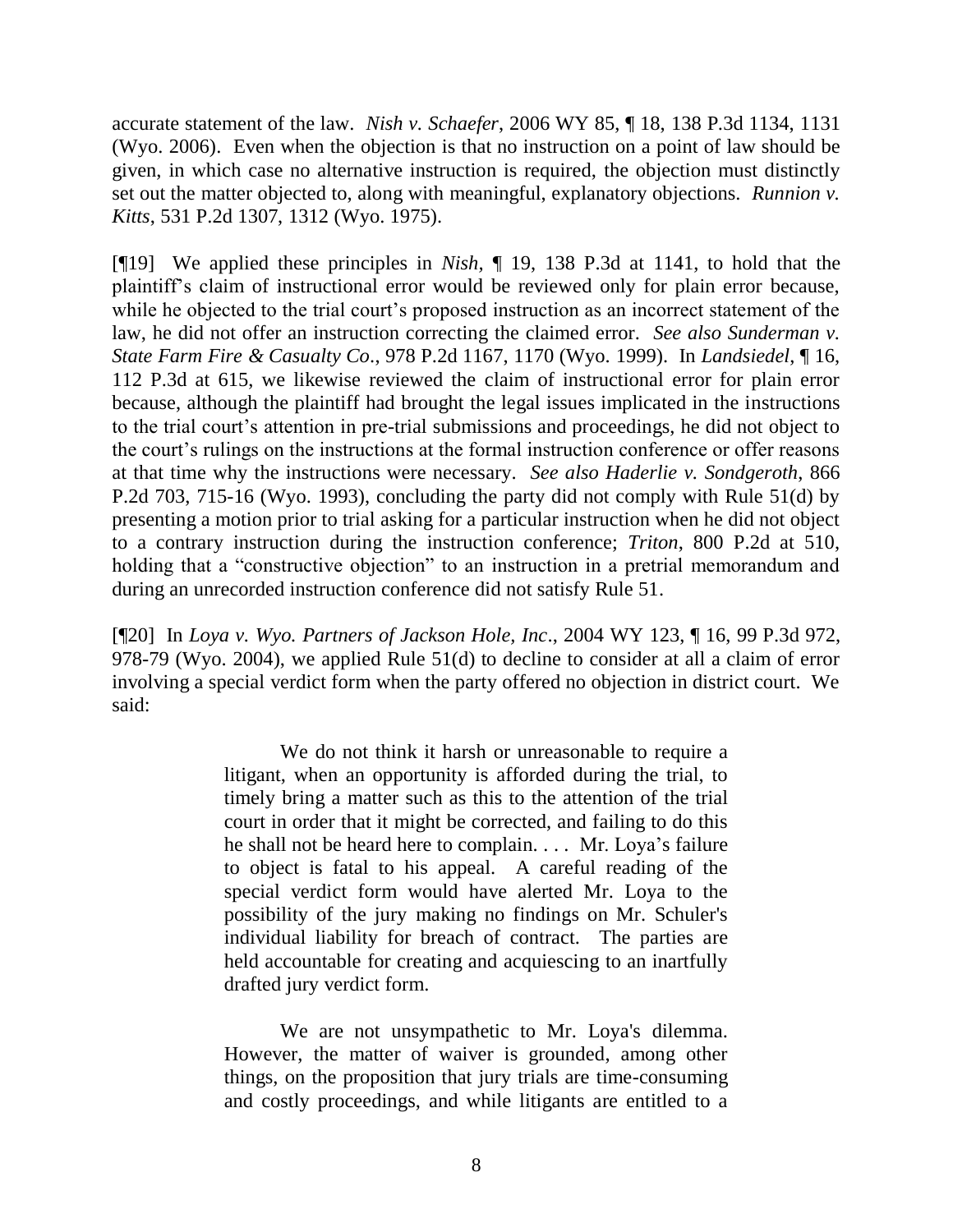accurate statement of the law. *Nish v. Schaefer*, 2006 WY 85, ¶ 18, 138 P.3d 1134, 1131 (Wyo. 2006). Even when the objection is that no instruction on a point of law should be given, in which case no alternative instruction is required, the objection must distinctly set out the matter objected to, along with meaningful, explanatory objections. *Runnion v. Kitts*, 531 P.2d 1307, 1312 (Wyo. 1975).

[¶19] We applied these principles in *Nish*, ¶ 19, 138 P.3d at 1141, to hold that the plaintiff's claim of instructional error would be reviewed only for plain error because, while he objected to the trial court's proposed instruction as an incorrect statement of the law, he did not offer an instruction correcting the claimed error. *See also Sunderman v. State Farm Fire & Casualty Co.*, 978 P.2d 1167, 1170 (Wyo. 1999). In *Landsiedel*, ¶ 16, 112 P.3d at 615, we likewise reviewed the claim of instructional error for plain error because, although the plaintiff had brought the legal issues implicated in the instructions to the trial court's attention in pre-trial submissions and proceedings, he did not object to the court's rulings on the instructions at the formal instruction conference or offer reasons at that time why the instructions were necessary. *See also Haderlie v. Sondgeroth*, 866 P.2d 703, 715-16 (Wyo. 1993), concluding the party did not comply with Rule 51(d) by presenting a motion prior to trial asking for a particular instruction when he did not object to a contrary instruction during the instruction conference; *Triton*, 800 P.2d at 510, holding that a "constructive objection" to an instruction in a pretrial memorandum and during an unrecorded instruction conference did not satisfy Rule 51.

[¶20] In *Loya v. Wyo. Partners of Jackson Hole, Inc*., 2004 WY 123, ¶ 16, 99 P.3d 972, 978-79 (Wyo. 2004), we applied Rule 51(d) to decline to consider at all a claim of error involving a special verdict form when the party offered no objection in district court. We said:

> We do not think it harsh or unreasonable to require a litigant, when an opportunity is afforded during the trial, to timely bring a matter such as this to the attention of the trial court in order that it might be corrected, and failing to do this he shall not be heard here to complain. . . . Mr. Loya's failure to object is fatal to his appeal. A careful reading of the special verdict form would have alerted Mr. Loya to the possibility of the jury making no findings on Mr. Schuler's individual liability for breach of contract. The parties are held accountable for creating and acquiescing to an inartfully drafted jury verdict form.
>
> We are not unsympathetic to Mr. Loya's dilemma. However, the matter of waiver is grounded, among other things, on the proposition that jury trials are time-consuming and costly proceedings, and while litigants are entitled to a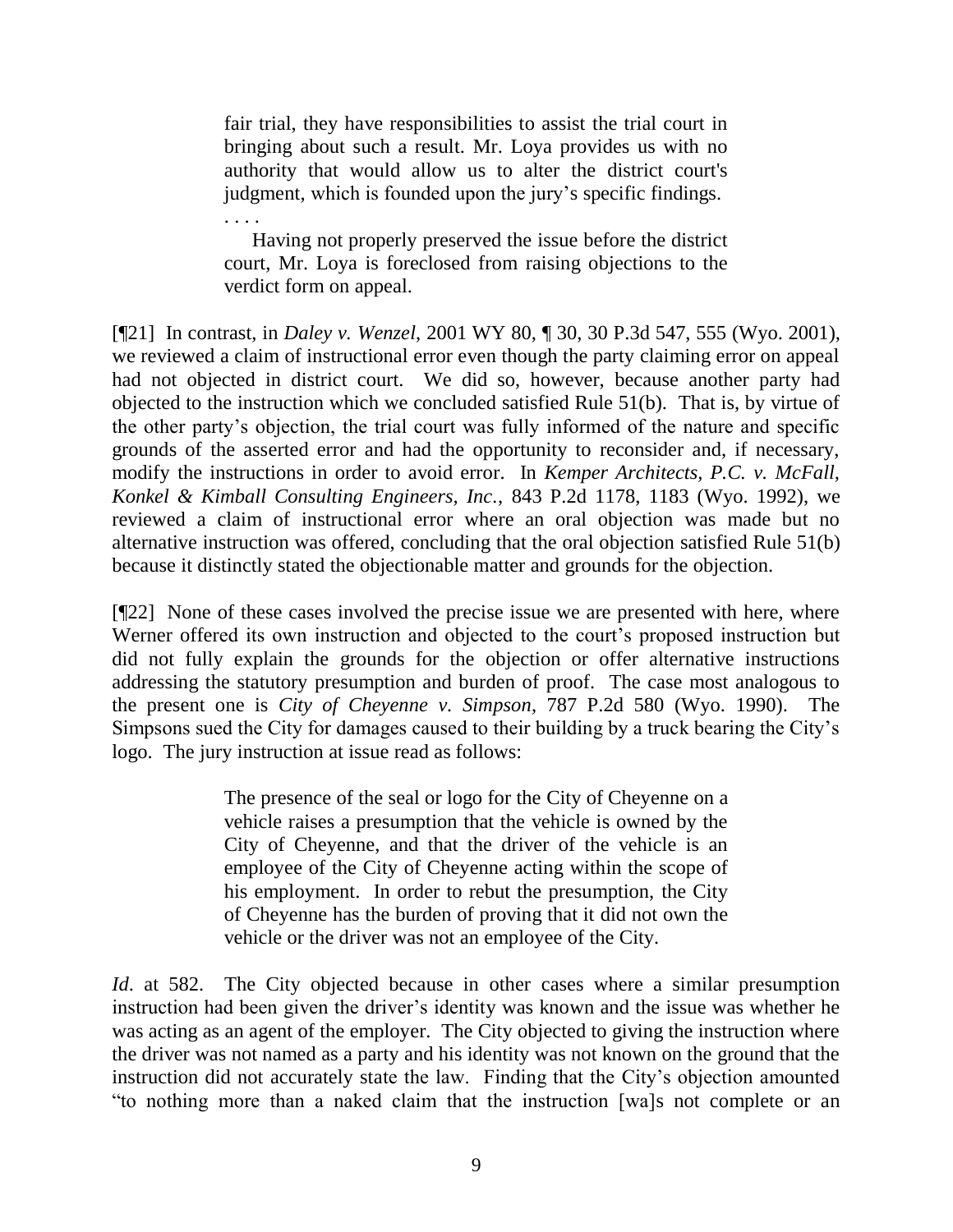> fair trial, they have responsibilities to assist the trial court in bringing about such a result. Mr. Loya provides us with no authority that would allow us to alter the district court's judgment, which is founded upon the jury's specific findings.
>
> . . . .
>
> Having not properly preserved the issue before the district court, Mr. Loya is foreclosed from raising objections to the verdict form on appeal.

[¶21] In contrast, in *Daley v. Wenzel*, 2001 WY 80, ¶ 30, 30 P.3d 547, 555 (Wyo. 2001), we reviewed a claim of instructional error even though the party claiming error on appeal had not objected in district court. We did so, however, because another party had objected to the instruction which we concluded satisfied Rule 51(b). That is, by virtue of the other party's objection, the trial court was fully informed of the nature and specific grounds of the asserted error and had the opportunity to reconsider and, if necessary, modify the instructions in order to avoid error. In *Kemper Architects, P.C. v. McFall, Konkel & Kimball Consulting Engineers, Inc.*, 843 P.2d 1178, 1183 (Wyo. 1992), we reviewed a claim of instructional error where an oral objection was made but no alternative instruction was offered, concluding that the oral objection satisfied Rule 51(b) because it distinctly stated the objectionable matter and grounds for the objection.

[¶22] None of these cases involved the precise issue we are presented with here, where Werner offered its own instruction and objected to the court's proposed instruction but did not fully explain the grounds for the objection or offer alternative instructions addressing the statutory presumption and burden of proof. The case most analogous to the present one is *City of Cheyenne v. Simpson*, 787 P.2d 580 (Wyo. 1990). The Simpsons sued the City for damages caused to their building by a truck bearing the City's logo. The jury instruction at issue read as follows:

> The presence of the seal or logo for the City of Cheyenne on a vehicle raises a presumption that the vehicle is owned by the City of Cheyenne, and that the driver of the vehicle is an employee of the City of Cheyenne acting within the scope of his employment. In order to rebut the presumption, the City of Cheyenne has the burden of proving that it did not own the vehicle or the driver was not an employee of the City.

*Id*. at 582. The City objected because in other cases where a similar presumption instruction had been given the driver's identity was known and the issue was whether he was acting as an agent of the employer. The City objected to giving the instruction where the driver was not named as a party and his identity was not known on the ground that the instruction did not accurately state the law. Finding that the City's objection amounted "to nothing more than a naked claim that the instruction [wa]s not complete or an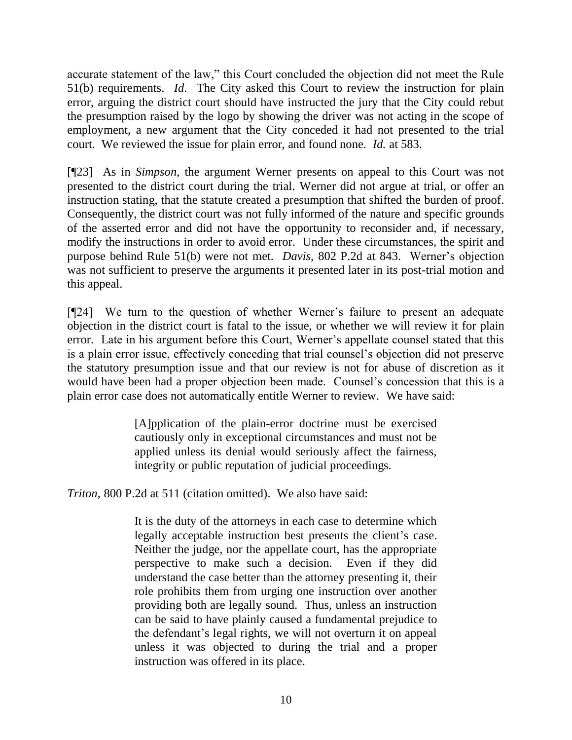accurate statement of the law," this Court concluded the objection did not meet the Rule 51(b) requirements. *Id*. The City asked this Court to review the instruction for plain error, arguing the district court should have instructed the jury that the City could rebut the presumption raised by the logo by showing the driver was not acting in the scope of employment, a new argument that the City conceded it had not presented to the trial court. We reviewed the issue for plain error, and found none. *Id.* at 583.

[¶23] As in *Simpson*, the argument Werner presents on appeal to this Court was not presented to the district court during the trial. Werner did not argue at trial, or offer an instruction stating, that the statute created a presumption that shifted the burden of proof. Consequently, the district court was not fully informed of the nature and specific grounds of the asserted error and did not have the opportunity to reconsider and, if necessary, modify the instructions in order to avoid error. Under these circumstances, the spirit and purpose behind Rule 51(b) were not met. *Davis*, 802 P.2d at 843. Werner's objection was not sufficient to preserve the arguments it presented later in its post-trial motion and this appeal.

[¶24] We turn to the question of whether Werner's failure to present an adequate objection in the district court is fatal to the issue, or whether we will review it for plain error. Late in his argument before this Court, Werner's appellate counsel stated that this is a plain error issue, effectively conceding that trial counsel's objection did not preserve the statutory presumption issue and that our review is not for abuse of discretion as it would have been had a proper objection been made. Counsel's concession that this is a plain error case does not automatically entitle Werner to review. We have said:

> [A]pplication of the plain-error doctrine must be exercised cautiously only in exceptional circumstances and must not be applied unless its denial would seriously affect the fairness, integrity or public reputation of judicial proceedings.

*Triton*, 800 P.2d at 511 (citation omitted). We also have said:

> It is the duty of the attorneys in each case to determine which legally acceptable instruction best presents the client's case. Neither the judge, nor the appellate court, has the appropriate perspective to make such a decision. Even if they did understand the case better than the attorney presenting it, their role prohibits them from urging one instruction over another providing both are legally sound. Thus, unless an instruction can be said to have plainly caused a fundamental prejudice to the defendant's legal rights, we will not overturn it on appeal unless it was objected to during the trial and a proper instruction was offered in its place.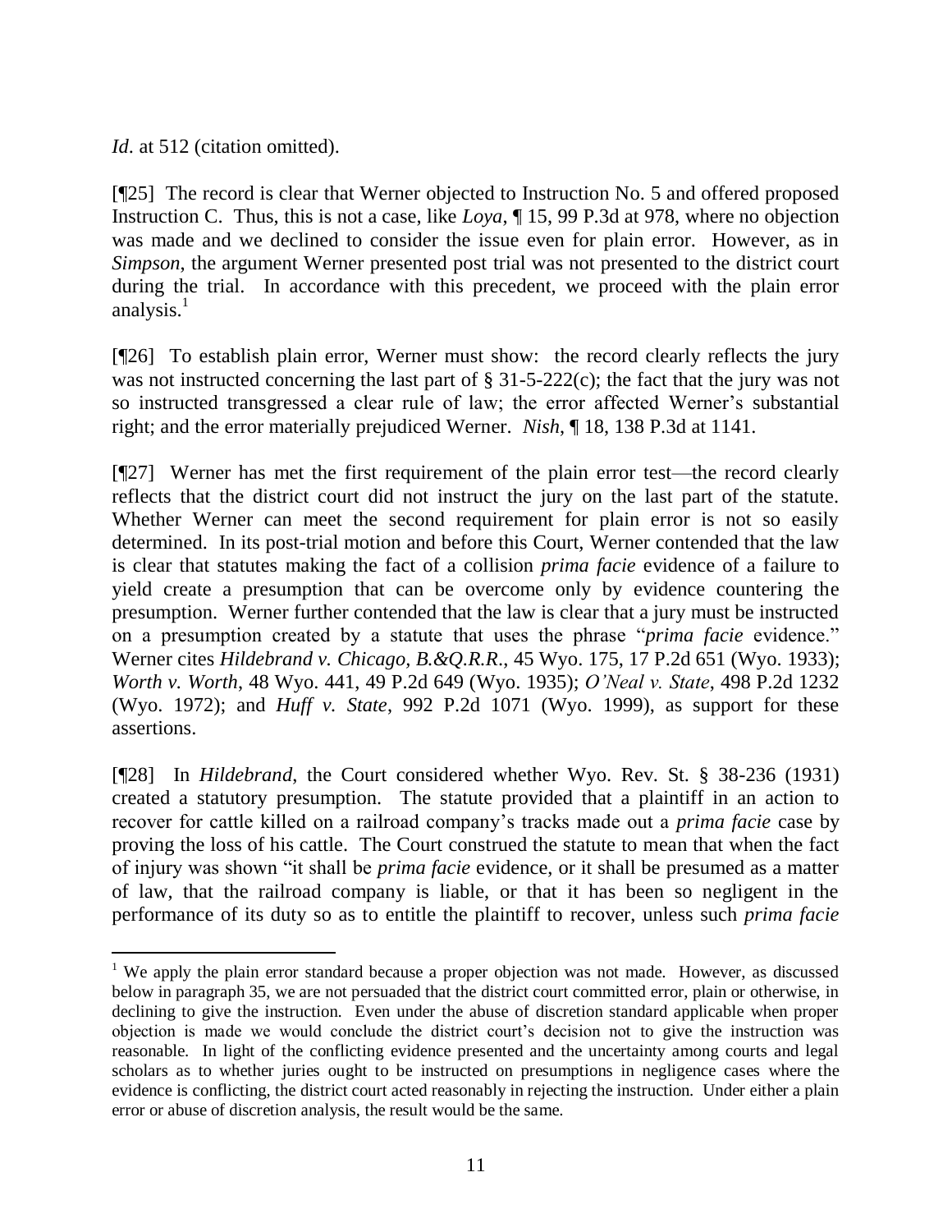*Id*. at 512 (citation omitted).

[¶25] The record is clear that Werner objected to Instruction No. 5 and offered proposed Instruction C. Thus, this is not a case, like *Loya*, ¶ 15, 99 P.3d at 978, where no objection was made and we declined to consider the issue even for plain error. However, as in *Simpson*, the argument Werner presented post trial was not presented to the district court during the trial. In accordance with this precedent, we proceed with the plain error analysis.[1]

[¶26] To establish plain error, Werner must show: the record clearly reflects the jury was not instructed concerning the last part of § 31-5-222(c); the fact that the jury was not so instructed transgressed a clear rule of law; the error affected Werner's substantial right; and the error materially prejudiced Werner. *Nish*, ¶ 18, 138 P.3d at 1141.

[¶27] Werner has met the first requirement of the plain error test—the record clearly reflects that the district court did not instruct the jury on the last part of the statute. Whether Werner can meet the second requirement for plain error is not so easily determined. In its post-trial motion and before this Court, Werner contended that the law is clear that statutes making the fact of a collision *prima facie* evidence of a failure to yield create a presumption that can be overcome only by evidence countering the presumption. Werner further contended that the law is clear that a jury must be instructed on a presumption created by a statute that uses the phrase "*prima facie* evidence." Werner cites *Hildebrand v. Chicago, B.&Q.R.R.*, 45 Wyo. 175, 17 P.2d 651 (Wyo. 1933); *Worth v. Worth*, 48 Wyo. 441, 49 P.2d 649 (Wyo. 1935); *O'Neal v. State*, 498 P.2d 1232 (Wyo. 1972); and *Huff v. State*, 992 P.2d 1071 (Wyo. 1999), as support for these assertions.

[¶28] In *Hildebrand*, the Court considered whether Wyo. Rev. St. § 38-236 (1931) created a statutory presumption. The statute provided that a plaintiff in an action to recover for cattle killed on a railroad company's tracks made out a *prima facie* case by proving the loss of his cattle. The Court construed the statute to mean that when the fact of injury was shown "it shall be *prima facie* evidence, or it shall be presumed as a matter of law, that the railroad company is liable, or that it has been so negligent in the performance of its duty so as to entitle the plaintiff to recover, unless such *prima facie*

---

[1] We apply the plain error standard because a proper objection was not made. However, as discussed below in paragraph 35, we are not persuaded that the district court committed error, plain or otherwise, in declining to give the instruction. Even under the abuse of discretion standard applicable when proper objection is made we would conclude the district court's decision not to give the instruction was reasonable. In light of the conflicting evidence presented and the uncertainty among courts and legal scholars as to whether juries ought to be instructed on presumptions in negligence cases where the evidence is conflicting, the district court acted reasonably in rejecting the instruction. Under either a plain error or abuse of discretion analysis, the result would be the same.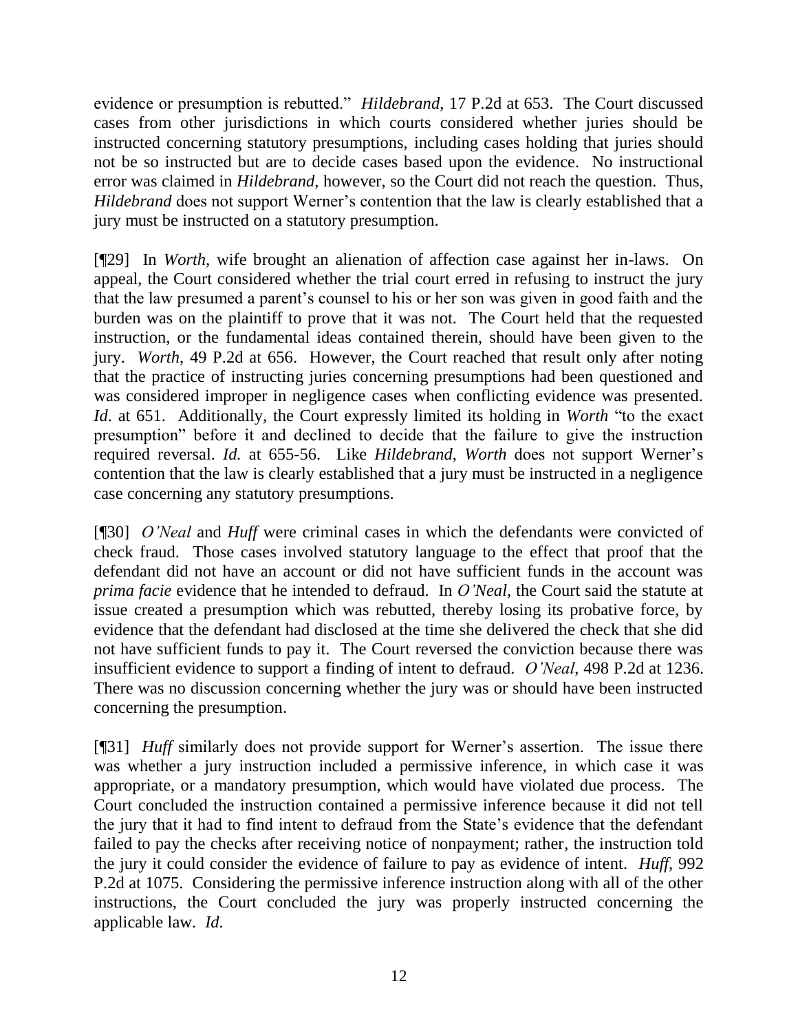evidence or presumption is rebutted." *Hildebrand*, 17 P.2d at 653. The Court discussed cases from other jurisdictions in which courts considered whether juries should be instructed concerning statutory presumptions, including cases holding that juries should not be so instructed but are to decide cases based upon the evidence. No instructional error was claimed in *Hildebrand*, however, so the Court did not reach the question. Thus, *Hildebrand* does not support Werner's contention that the law is clearly established that a jury must be instructed on a statutory presumption.

[¶29] In *Worth*, wife brought an alienation of affection case against her in-laws. On appeal, the Court considered whether the trial court erred in refusing to instruct the jury that the law presumed a parent's counsel to his or her son was given in good faith and the burden was on the plaintiff to prove that it was not. The Court held that the requested instruction, or the fundamental ideas contained therein, should have been given to the jury. *Worth*, 49 P.2d at 656. However, the Court reached that result only after noting that the practice of instructing juries concerning presumptions had been questioned and was considered improper in negligence cases when conflicting evidence was presented. *Id*. at 651. Additionally, the Court expressly limited its holding in *Worth* "to the exact presumption" before it and declined to decide that the failure to give the instruction required reversal. *Id.* at 655-56. Like *Hildebrand*, *Worth* does not support Werner's contention that the law is clearly established that a jury must be instructed in a negligence case concerning any statutory presumptions.

[¶30] *O'Neal* and *Huff* were criminal cases in which the defendants were convicted of check fraud. Those cases involved statutory language to the effect that proof that the defendant did not have an account or did not have sufficient funds in the account was *prima facie* evidence that he intended to defraud. In *O'Neal*, the Court said the statute at issue created a presumption which was rebutted, thereby losing its probative force, by evidence that the defendant had disclosed at the time she delivered the check that she did not have sufficient funds to pay it. The Court reversed the conviction because there was insufficient evidence to support a finding of intent to defraud. *O'Neal*, 498 P.2d at 1236. There was no discussion concerning whether the jury was or should have been instructed concerning the presumption.

[¶31] *Huff* similarly does not provide support for Werner's assertion. The issue there was whether a jury instruction included a permissive inference, in which case it was appropriate, or a mandatory presumption, which would have violated due process. The Court concluded the instruction contained a permissive inference because it did not tell the jury that it had to find intent to defraud from the State's evidence that the defendant failed to pay the checks after receiving notice of nonpayment; rather, the instruction told the jury it could consider the evidence of failure to pay as evidence of intent. *Huff*, 992 P.2d at 1075. Considering the permissive inference instruction along with all of the other instructions, the Court concluded the jury was properly instructed concerning the applicable law. *Id.*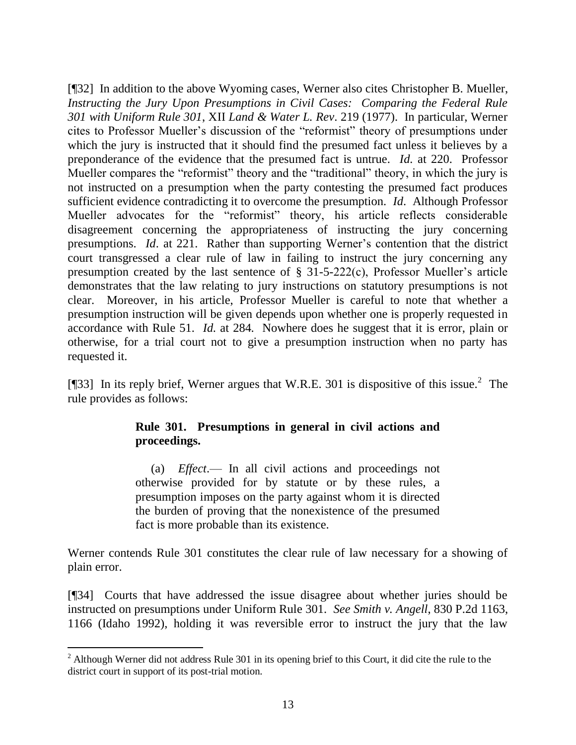[¶32] In addition to the above Wyoming cases, Werner also cites Christopher B. Mueller, *Instructing the Jury Upon Presumptions in Civil Cases: Comparing the Federal Rule 301 with Uniform Rule 301*, XII *Land & Water L. Rev*. 219 (1977). In particular, Werner cites to Professor Mueller's discussion of the "reformist" theory of presumptions under which the jury is instructed that it should find the presumed fact unless it believes by a preponderance of the evidence that the presumed fact is untrue. *Id.* at 220. Professor Mueller compares the "reformist" theory and the "traditional" theory, in which the jury is not instructed on a presumption when the party contesting the presumed fact produces sufficient evidence contradicting it to overcome the presumption. *Id*. Although Professor Mueller advocates for the "reformist" theory, his article reflects considerable disagreement concerning the appropriateness of instructing the jury concerning presumptions. *Id*. at 221. Rather than supporting Werner's contention that the district court transgressed a clear rule of law in failing to instruct the jury concerning any presumption created by the last sentence of § 31-5-222(c), Professor Mueller's article demonstrates that the law relating to jury instructions on statutory presumptions is not clear. Moreover, in his article, Professor Mueller is careful to note that whether a presumption instruction will be given depends upon whether one is properly requested in accordance with Rule 51. *Id.* at 284. Nowhere does he suggest that it is error, plain or otherwise, for a trial court not to give a presumption instruction when no party has requested it.

[¶33] In its reply brief, Werner argues that W.R.E. 301 is dispositive of this issue.[2] The rule provides as follows:

> **Rule 301. Presumptions in general in civil actions and proceedings.**
>
> (a) *Effect*.— In all civil actions and proceedings not otherwise provided for by statute or by these rules, a presumption imposes on the party against whom it is directed the burden of proving that the nonexistence of the presumed fact is more probable than its existence.

Werner contends Rule 301 constitutes the clear rule of law necessary for a showing of plain error.

[¶34] Courts that have addressed the issue disagree about whether juries should be instructed on presumptions under Uniform Rule 301. *See Smith v. Angell*, 830 P.2d 1163, 1166 (Idaho 1992), holding it was reversible error to instruct the jury that the law

---

[2] Although Werner did not address Rule 301 in its opening brief to this Court, it did cite the rule to the district court in support of its post-trial motion.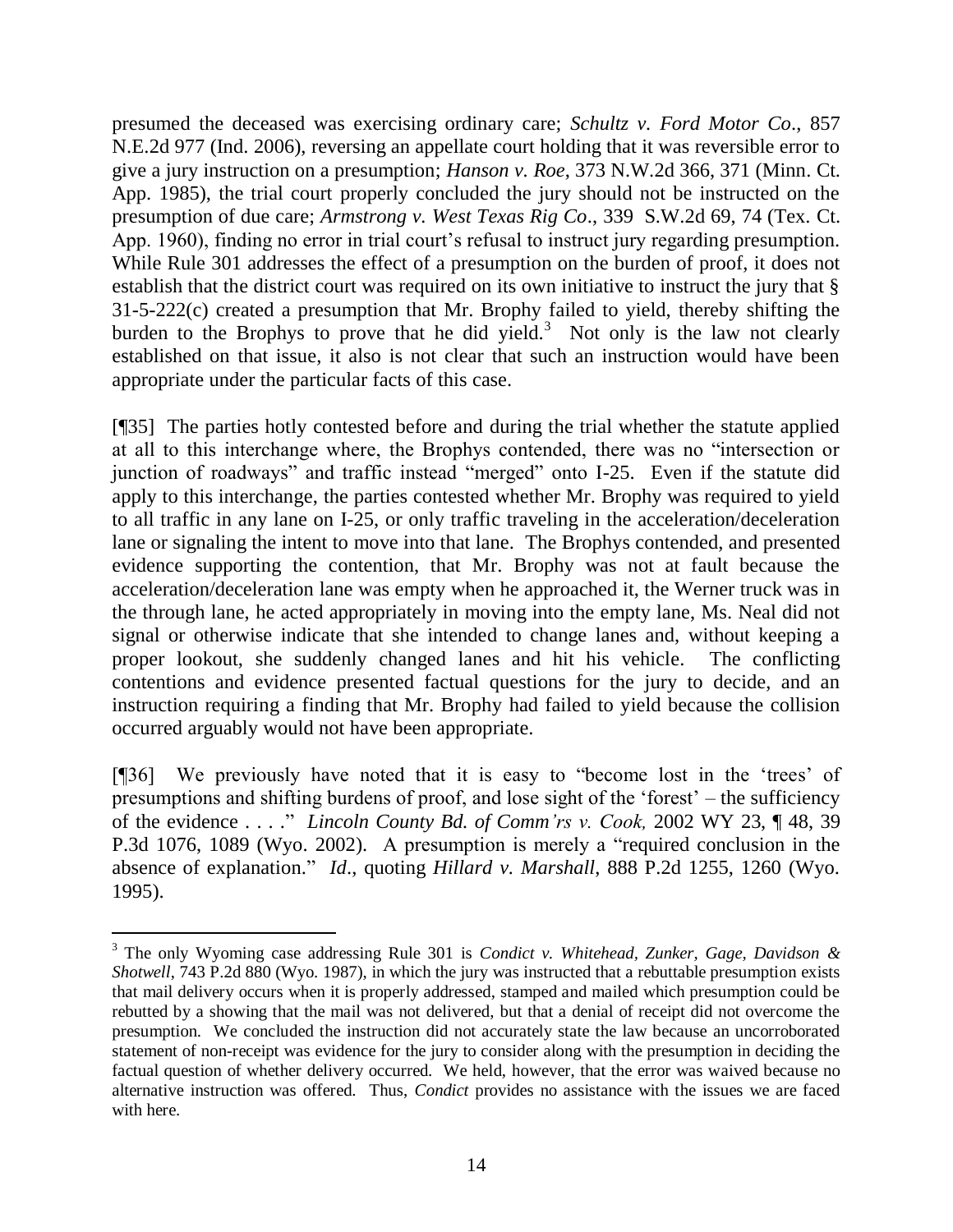presumed the deceased was exercising ordinary care; *Schultz v. Ford Motor Co*., 857 N.E.2d 977 (Ind. 2006), reversing an appellate court holding that it was reversible error to give a jury instruction on a presumption; *Hanson v. Roe*, 373 N.W.2d 366, 371 (Minn. Ct. App. 1985), the trial court properly concluded the jury should not be instructed on the presumption of due care; *Armstrong v. West Texas Rig Co*., 339 S.W.2d 69, 74 (Tex. Ct. App. 1960), finding no error in trial court's refusal to instruct jury regarding presumption. While Rule 301 addresses the effect of a presumption on the burden of proof, it does not establish that the district court was required on its own initiative to instruct the jury that § 31-5-222(c) created a presumption that Mr. Brophy failed to yield, thereby shifting the burden to the Brophys to prove that he did yield.[3] Not only is the law not clearly established on that issue, it also is not clear that such an instruction would have been appropriate under the particular facts of this case.

[¶35] The parties hotly contested before and during the trial whether the statute applied at all to this interchange where, the Brophys contended, there was no "intersection or junction of roadways" and traffic instead "merged" onto I-25. Even if the statute did apply to this interchange, the parties contested whether Mr. Brophy was required to yield to all traffic in any lane on I-25, or only traffic traveling in the acceleration/deceleration lane or signaling the intent to move into that lane. The Brophys contended, and presented evidence supporting the contention, that Mr. Brophy was not at fault because the acceleration/deceleration lane was empty when he approached it, the Werner truck was in the through lane, he acted appropriately in moving into the empty lane, Ms. Neal did not signal or otherwise indicate that she intended to change lanes and, without keeping a proper lookout, she suddenly changed lanes and hit his vehicle. The conflicting contentions and evidence presented factual questions for the jury to decide, and an instruction requiring a finding that Mr. Brophy had failed to yield because the collision occurred arguably would not have been appropriate.

[¶36] We previously have noted that it is easy to "become lost in the 'trees' of presumptions and shifting burdens of proof, and lose sight of the 'forest' – the sufficiency of the evidence . . . ." *Lincoln County Bd. of Comm'rs v. Cook,* 2002 WY 23, ¶ 48, 39 P.3d 1076, 1089 (Wyo. 2002). A presumption is merely a "required conclusion in the absence of explanation." *Id*., quoting *Hillard v. Marshall*, 888 P.2d 1255, 1260 (Wyo. 1995).

---

[3] The only Wyoming case addressing Rule 301 is *Condict v. Whitehead, Zunker, Gage, Davidson & Shotwell*, 743 P.2d 880 (Wyo. 1987), in which the jury was instructed that a rebuttable presumption exists that mail delivery occurs when it is properly addressed, stamped and mailed which presumption could be rebutted by a showing that the mail was not delivered, but that a denial of receipt did not overcome the presumption. We concluded the instruction did not accurately state the law because an uncorroborated statement of non-receipt was evidence for the jury to consider along with the presumption in deciding the factual question of whether delivery occurred. We held, however, that the error was waived because no alternative instruction was offered. Thus, *Condict* provides no assistance with the issues we are faced with here.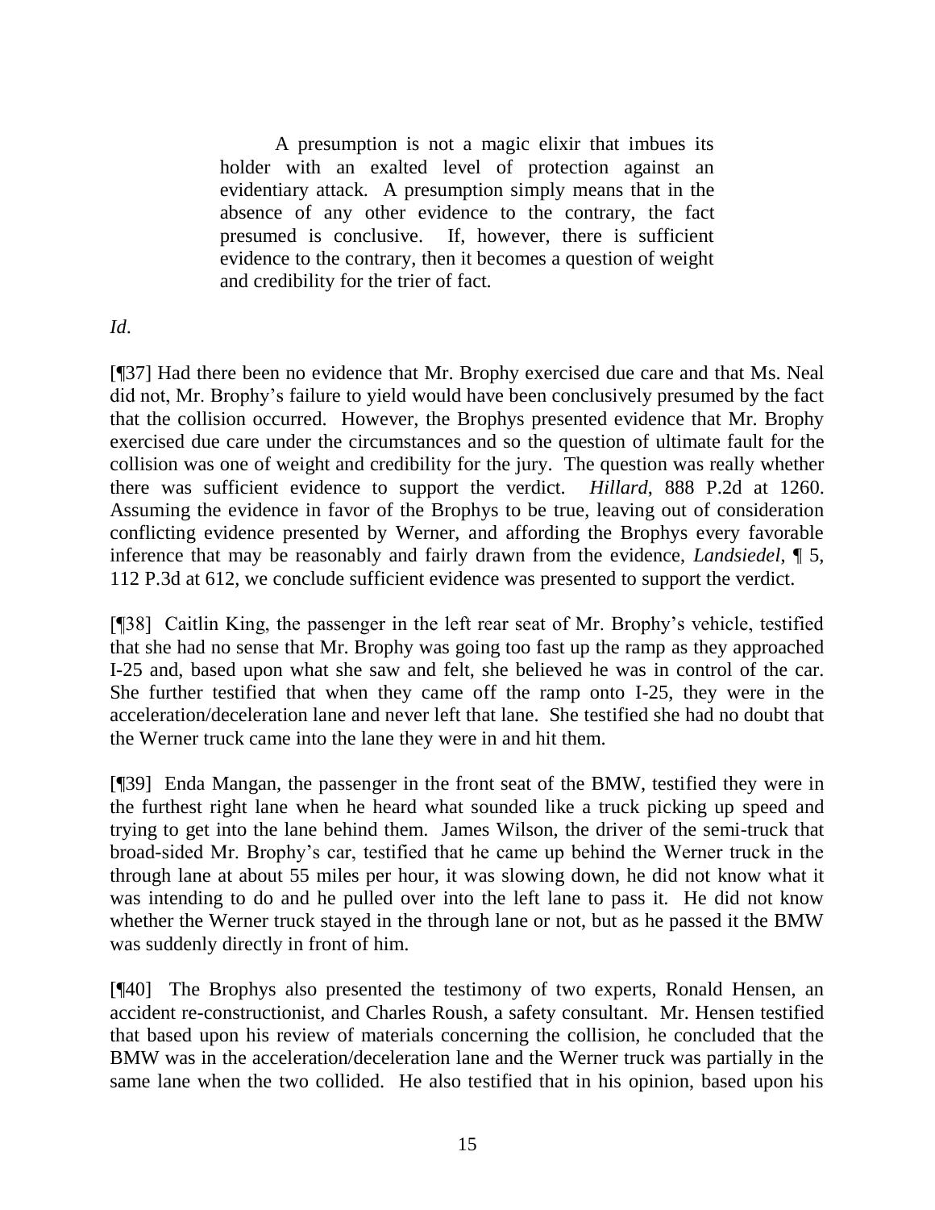> A presumption is not a magic elixir that imbues its holder with an exalted level of protection against an evidentiary attack. A presumption simply means that in the absence of any other evidence to the contrary, the fact presumed is conclusive. If, however, there is sufficient evidence to the contrary, then it becomes a question of weight and credibility for the trier of fact.

*Id*.

[¶37] Had there been no evidence that Mr. Brophy exercised due care and that Ms. Neal did not, Mr. Brophy's failure to yield would have been conclusively presumed by the fact that the collision occurred. However, the Brophys presented evidence that Mr. Brophy exercised due care under the circumstances and so the question of ultimate fault for the collision was one of weight and credibility for the jury. The question was really whether there was sufficient evidence to support the verdict. *Hillard*, 888 P.2d at 1260. Assuming the evidence in favor of the Brophys to be true, leaving out of consideration conflicting evidence presented by Werner, and affording the Brophys every favorable inference that may be reasonably and fairly drawn from the evidence, *Landsiedel*, ¶ 5, 112 P.3d at 612, we conclude sufficient evidence was presented to support the verdict.

[¶38] Caitlin King, the passenger in the left rear seat of Mr. Brophy's vehicle, testified that she had no sense that Mr. Brophy was going too fast up the ramp as they approached I-25 and, based upon what she saw and felt, she believed he was in control of the car. She further testified that when they came off the ramp onto I-25, they were in the acceleration/deceleration lane and never left that lane. She testified she had no doubt that the Werner truck came into the lane they were in and hit them.

[¶39] Enda Mangan, the passenger in the front seat of the BMW, testified they were in the furthest right lane when he heard what sounded like a truck picking up speed and trying to get into the lane behind them. James Wilson, the driver of the semi-truck that broad-sided Mr. Brophy's car, testified that he came up behind the Werner truck in the through lane at about 55 miles per hour, it was slowing down, he did not know what it was intending to do and he pulled over into the left lane to pass it. He did not know whether the Werner truck stayed in the through lane or not, but as he passed it the BMW was suddenly directly in front of him.

[¶40] The Brophys also presented the testimony of two experts, Ronald Hensen, an accident re-constructionist, and Charles Roush, a safety consultant. Mr. Hensen testified that based upon his review of materials concerning the collision, he concluded that the BMW was in the acceleration/deceleration lane and the Werner truck was partially in the same lane when the two collided. He also testified that in his opinion, based upon his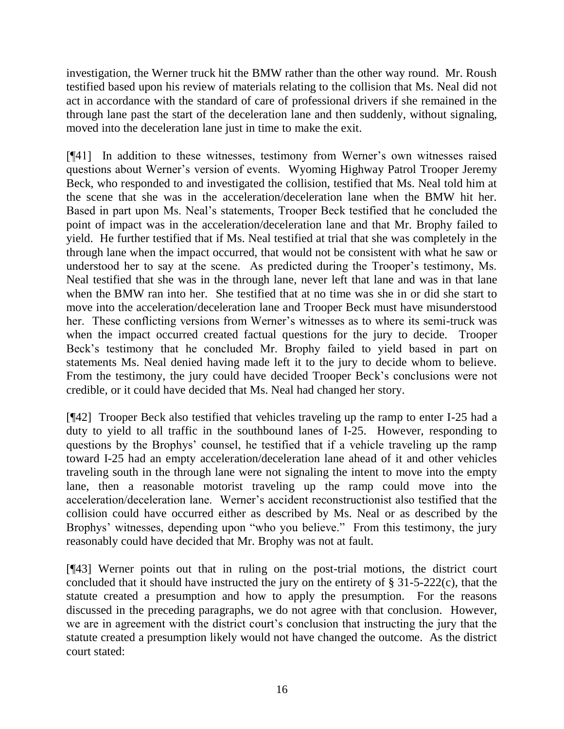investigation, the Werner truck hit the BMW rather than the other way round. Mr. Roush testified based upon his review of materials relating to the collision that Ms. Neal did not act in accordance with the standard of care of professional drivers if she remained in the through lane past the start of the deceleration lane and then suddenly, without signaling, moved into the deceleration lane just in time to make the exit.

[¶41] In addition to these witnesses, testimony from Werner's own witnesses raised questions about Werner's version of events. Wyoming Highway Patrol Trooper Jeremy Beck, who responded to and investigated the collision, testified that Ms. Neal told him at the scene that she was in the acceleration/deceleration lane when the BMW hit her. Based in part upon Ms. Neal's statements, Trooper Beck testified that he concluded the point of impact was in the acceleration/deceleration lane and that Mr. Brophy failed to yield. He further testified that if Ms. Neal testified at trial that she was completely in the through lane when the impact occurred, that would not be consistent with what he saw or understood her to say at the scene. As predicted during the Trooper's testimony, Ms. Neal testified that she was in the through lane, never left that lane and was in that lane when the BMW ran into her. She testified that at no time was she in or did she start to move into the acceleration/deceleration lane and Trooper Beck must have misunderstood her. These conflicting versions from Werner's witnesses as to where its semi-truck was when the impact occurred created factual questions for the jury to decide. Trooper Beck's testimony that he concluded Mr. Brophy failed to yield based in part on statements Ms. Neal denied having made left it to the jury to decide whom to believe. From the testimony, the jury could have decided Trooper Beck's conclusions were not credible, or it could have decided that Ms. Neal had changed her story.

[¶42] Trooper Beck also testified that vehicles traveling up the ramp to enter I-25 had a duty to yield to all traffic in the southbound lanes of I-25. However, responding to questions by the Brophys' counsel, he testified that if a vehicle traveling up the ramp toward I-25 had an empty acceleration/deceleration lane ahead of it and other vehicles traveling south in the through lane were not signaling the intent to move into the empty lane, then a reasonable motorist traveling up the ramp could move into the acceleration/deceleration lane. Werner's accident reconstructionist also testified that the collision could have occurred either as described by Ms. Neal or as described by the Brophys' witnesses, depending upon "who you believe." From this testimony, the jury reasonably could have decided that Mr. Brophy was not at fault.

[¶43] Werner points out that in ruling on the post-trial motions, the district court concluded that it should have instructed the jury on the entirety of § 31-5-222(c), that the statute created a presumption and how to apply the presumption. For the reasons discussed in the preceding paragraphs, we do not agree with that conclusion. However, we are in agreement with the district court's conclusion that instructing the jury that the statute created a presumption likely would not have changed the outcome. As the district court stated: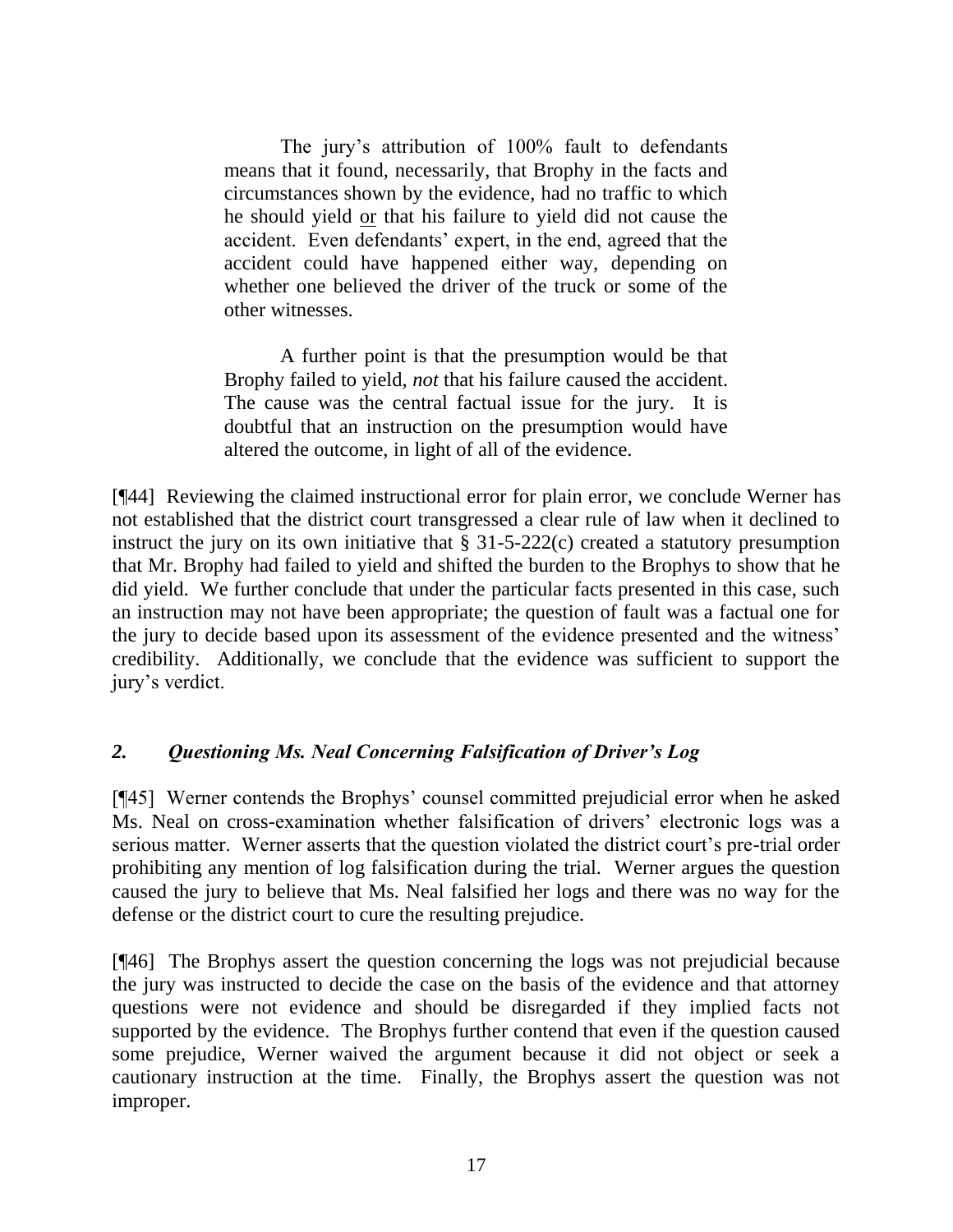> The jury's attribution of 100% fault to defendants means that it found, necessarily, that Brophy in the facts and circumstances shown by the evidence, had no traffic to which he should yield or that his failure to yield did not cause the accident. Even defendants' expert, in the end, agreed that the accident could have happened either way, depending on whether one believed the driver of the truck or some of the other witnesses.
>
> A further point is that the presumption would be that Brophy failed to yield, *not* that his failure caused the accident. The cause was the central factual issue for the jury. It is doubtful that an instruction on the presumption would have altered the outcome, in light of all of the evidence.

[¶44] Reviewing the claimed instructional error for plain error, we conclude Werner has not established that the district court transgressed a clear rule of law when it declined to instruct the jury on its own initiative that § 31-5-222(c) created a statutory presumption that Mr. Brophy had failed to yield and shifted the burden to the Brophys to show that he did yield. We further conclude that under the particular facts presented in this case, such an instruction may not have been appropriate; the question of fault was a factual one for the jury to decide based upon its assessment of the evidence presented and the witness' credibility. Additionally, we conclude that the evidence was sufficient to support the jury's verdict.

### *2. Questioning Ms. Neal Concerning Falsification of Driver's Log*

[¶45] Werner contends the Brophys' counsel committed prejudicial error when he asked Ms. Neal on cross-examination whether falsification of drivers' electronic logs was a serious matter. Werner asserts that the question violated the district court's pre-trial order prohibiting any mention of log falsification during the trial. Werner argues the question caused the jury to believe that Ms. Neal falsified her logs and there was no way for the defense or the district court to cure the resulting prejudice.

[¶46] The Brophys assert the question concerning the logs was not prejudicial because the jury was instructed to decide the case on the basis of the evidence and that attorney questions were not evidence and should be disregarded if they implied facts not supported by the evidence. The Brophys further contend that even if the question caused some prejudice, Werner waived the argument because it did not object or seek a cautionary instruction at the time. Finally, the Brophys assert the question was not improper.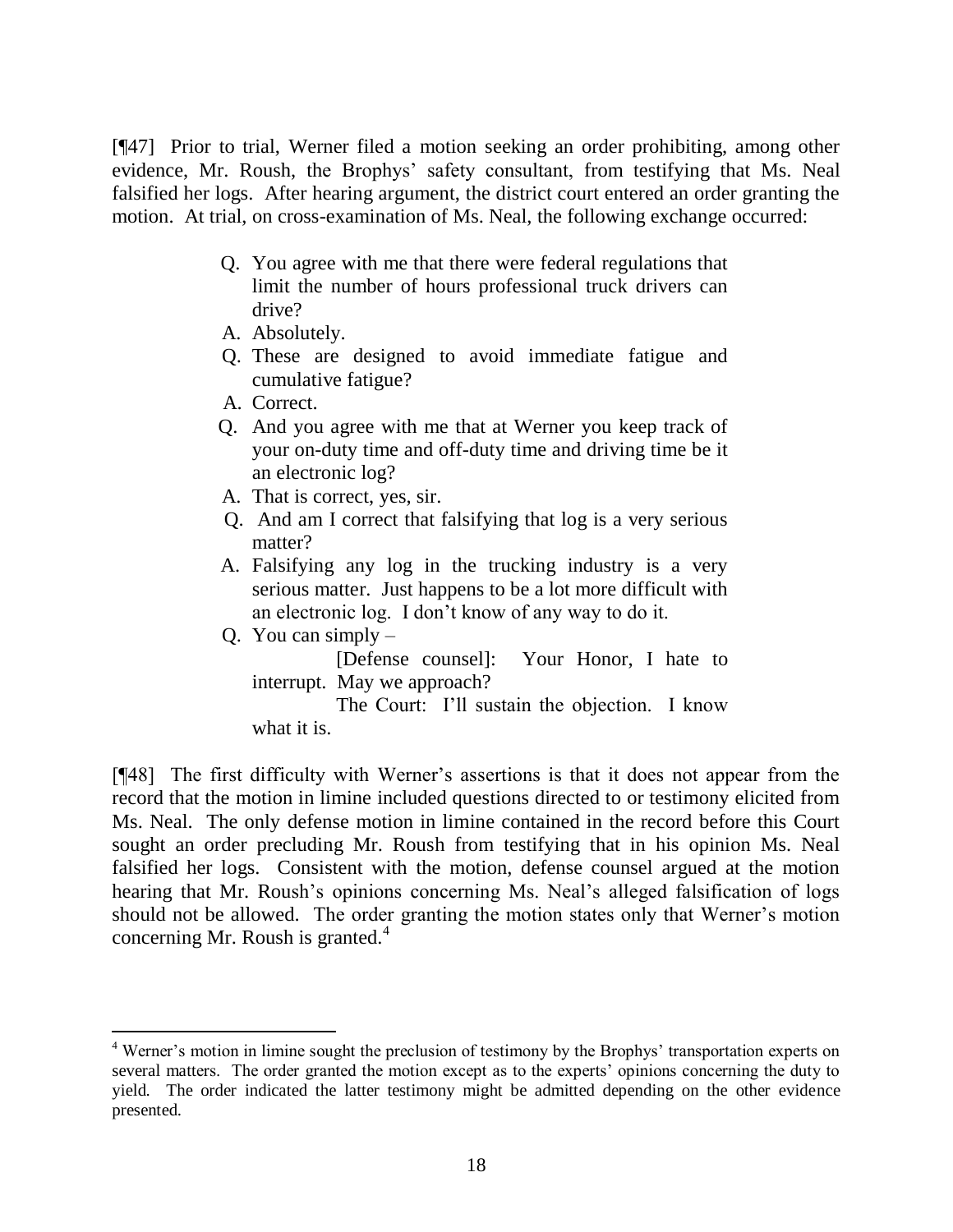[¶47] Prior to trial, Werner filed a motion seeking an order prohibiting, among other evidence, Mr. Roush, the Brophys' safety consultant, from testifying that Ms. Neal falsified her logs. After hearing argument, the district court entered an order granting the motion. At trial, on cross-examination of Ms. Neal, the following exchange occurred:

> Q. You agree with me that there were federal regulations that limit the number of hours professional truck drivers can drive?
>
> A. Absolutely.
>
> Q. These are designed to avoid immediate fatigue and cumulative fatigue?
>
> A. Correct.
>
> Q. And you agree with me that at Werner you keep track of your on-duty time and off-duty time and driving time be it an electronic log?
>
> A. That is correct, yes, sir.
>
> Q. And am I correct that falsifying that log is a very serious matter?
>
> A. Falsifying any log in the trucking industry is a very serious matter. Just happens to be a lot more difficult with an electronic log. I don't know of any way to do it.
>
> Q. You can simply –
>
> [Defense counsel]: Your Honor, I hate to interrupt. May we approach?
>
> The Court: I'll sustain the objection. I know what it is.

[¶48] The first difficulty with Werner's assertions is that it does not appear from the record that the motion in limine included questions directed to or testimony elicited from Ms. Neal. The only defense motion in limine contained in the record before this Court sought an order precluding Mr. Roush from testifying that in his opinion Ms. Neal falsified her logs. Consistent with the motion, defense counsel argued at the motion hearing that Mr. Roush's opinions concerning Ms. Neal's alleged falsification of logs should not be allowed. The order granting the motion states only that Werner's motion concerning Mr. Roush is granted.[4]

---

[4] Werner's motion in limine sought the preclusion of testimony by the Brophys' transportation experts on several matters. The order granted the motion except as to the experts' opinions concerning the duty to yield. The order indicated the latter testimony might be admitted depending on the other evidence presented.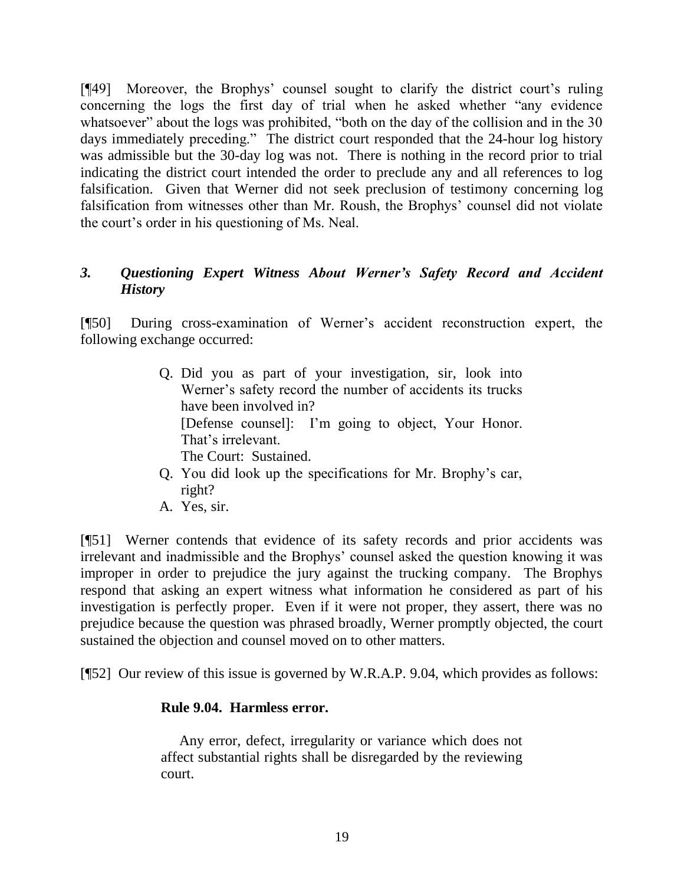[¶49] Moreover, the Brophys' counsel sought to clarify the district court's ruling concerning the logs the first day of trial when he asked whether "any evidence whatsoever" about the logs was prohibited, "both on the day of the collision and in the 30 days immediately preceding." The district court responded that the 24-hour log history was admissible but the 30-day log was not. There is nothing in the record prior to trial indicating the district court intended the order to preclude any and all references to log falsification. Given that Werner did not seek preclusion of testimony concerning log falsification from witnesses other than Mr. Roush, the Brophys' counsel did not violate the court's order in his questioning of Ms. Neal.

### *3. Questioning Expert Witness About Werner's Safety Record and Accident History*

[¶50] During cross-examination of Werner's accident reconstruction expert, the following exchange occurred:

> Q. Did you as part of your investigation, sir, look into Werner's safety record the number of accidents its trucks have been involved in?
>
> [Defense counsel]: I'm going to object, Your Honor. That's irrelevant.
>
> The Court: Sustained.
>
> Q. You did look up the specifications for Mr. Brophy's car, right?
>
> A. Yes, sir.

[¶51] Werner contends that evidence of its safety records and prior accidents was irrelevant and inadmissible and the Brophys' counsel asked the question knowing it was improper in order to prejudice the jury against the trucking company. The Brophys respond that asking an expert witness what information he considered as part of his investigation is perfectly proper. Even if it were not proper, they assert, there was no prejudice because the question was phrased broadly, Werner promptly objected, the court sustained the objection and counsel moved on to other matters.

[¶52] Our review of this issue is governed by W.R.A.P. 9.04, which provides as follows:

> **Rule 9.04. Harmless error.**
>
> Any error, defect, irregularity or variance which does not affect substantial rights shall be disregarded by the reviewing court.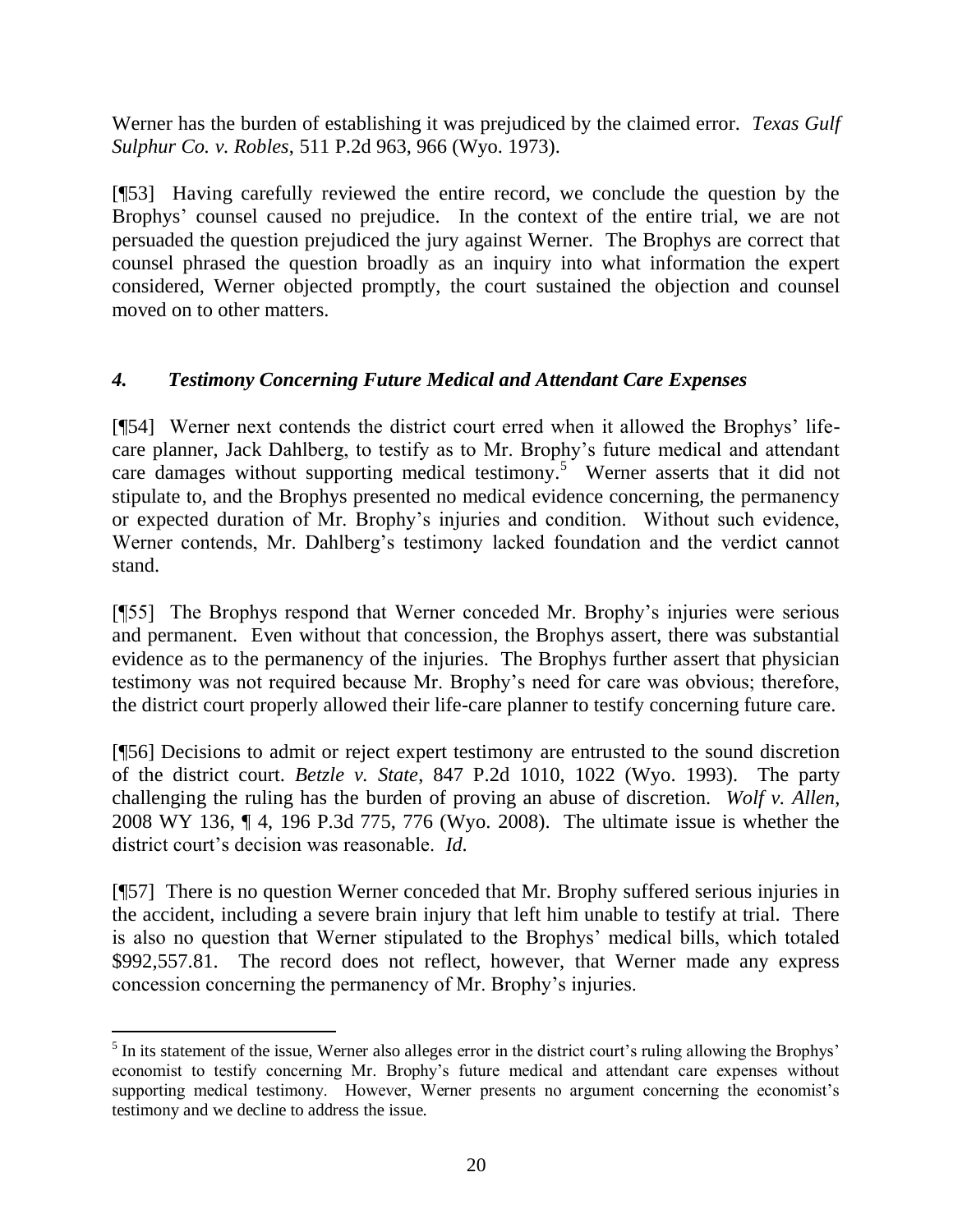Werner has the burden of establishing it was prejudiced by the claimed error. *Texas Gulf Sulphur Co. v. Robles*, 511 P.2d 963, 966 (Wyo. 1973).

[¶53] Having carefully reviewed the entire record, we conclude the question by the Brophys' counsel caused no prejudice. In the context of the entire trial, we are not persuaded the question prejudiced the jury against Werner. The Brophys are correct that counsel phrased the question broadly as an inquiry into what information the expert considered, Werner objected promptly, the court sustained the objection and counsel moved on to other matters.

### *4. Testimony Concerning Future Medical and Attendant Care Expenses*

[¶54] Werner next contends the district court erred when it allowed the Brophys' life-care planner, Jack Dahlberg, to testify as to Mr. Brophy's future medical and attendant care damages without supporting medical testimony.[5] Werner asserts that it did not stipulate to, and the Brophys presented no medical evidence concerning, the permanency or expected duration of Mr. Brophy's injuries and condition. Without such evidence, Werner contends, Mr. Dahlberg's testimony lacked foundation and the verdict cannot stand.

[¶55] The Brophys respond that Werner conceded Mr. Brophy's injuries were serious and permanent. Even without that concession, the Brophys assert, there was substantial evidence as to the permanency of the injuries. The Brophys further assert that physician testimony was not required because Mr. Brophy's need for care was obvious; therefore, the district court properly allowed their life-care planner to testify concerning future care.

[¶56] Decisions to admit or reject expert testimony are entrusted to the sound discretion of the district court. *Betzle v. State*, 847 P.2d 1010, 1022 (Wyo. 1993). The party challenging the ruling has the burden of proving an abuse of discretion. *Wolf v. Allen*, 2008 WY 136, ¶ 4, 196 P.3d 775, 776 (Wyo. 2008). The ultimate issue is whether the district court's decision was reasonable. *Id.*

[¶57] There is no question Werner conceded that Mr. Brophy suffered serious injuries in the accident, including a severe brain injury that left him unable to testify at trial. There is also no question that Werner stipulated to the Brophys' medical bills, which totaled \$992,557.81. The record does not reflect, however, that Werner made any express concession concerning the permanency of Mr. Brophy's injuries.

---

[5] In its statement of the issue, Werner also alleges error in the district court's ruling allowing the Brophys' economist to testify concerning Mr. Brophy's future medical and attendant care expenses without supporting medical testimony. However, Werner presents no argument concerning the economist's testimony and we decline to address the issue.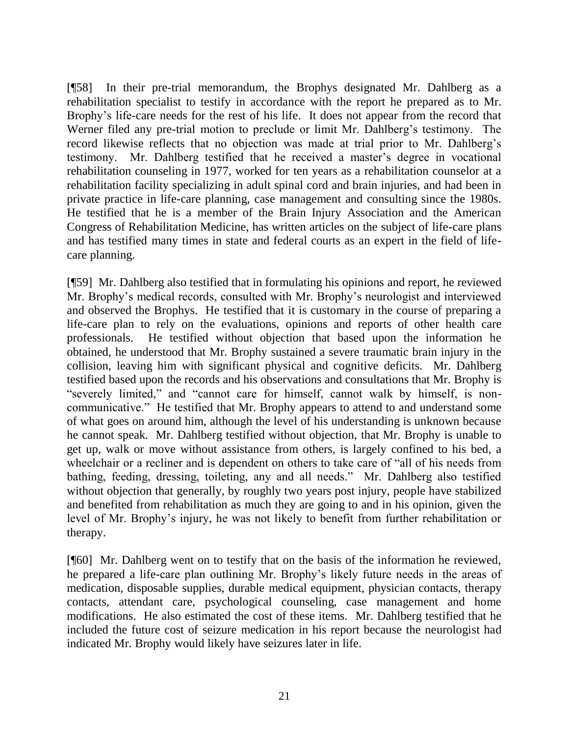[¶58] In their pre-trial memorandum, the Brophys designated Mr. Dahlberg as a rehabilitation specialist to testify in accordance with the report he prepared as to Mr. Brophy's life-care needs for the rest of his life. It does not appear from the record that Werner filed any pre-trial motion to preclude or limit Mr. Dahlberg's testimony. The record likewise reflects that no objection was made at trial prior to Mr. Dahlberg's testimony. Mr. Dahlberg testified that he received a master's degree in vocational rehabilitation counseling in 1977, worked for ten years as a rehabilitation counselor at a rehabilitation facility specializing in adult spinal cord and brain injuries, and had been in private practice in life-care planning, case management and consulting since the 1980s. He testified that he is a member of the Brain Injury Association and the American Congress of Rehabilitation Medicine, has written articles on the subject of life-care plans and has testified many times in state and federal courts as an expert in the field of life-care planning.

[¶59] Mr. Dahlberg also testified that in formulating his opinions and report, he reviewed Mr. Brophy's medical records, consulted with Mr. Brophy's neurologist and interviewed and observed the Brophys. He testified that it is customary in the course of preparing a life-care plan to rely on the evaluations, opinions and reports of other health care professionals. He testified without objection that based upon the information he obtained, he understood that Mr. Brophy sustained a severe traumatic brain injury in the collision, leaving him with significant physical and cognitive deficits. Mr. Dahlberg testified based upon the records and his observations and consultations that Mr. Brophy is "severely limited," and "cannot care for himself, cannot walk by himself, is non-communicative." He testified that Mr. Brophy appears to attend to and understand some of what goes on around him, although the level of his understanding is unknown because he cannot speak. Mr. Dahlberg testified without objection, that Mr. Brophy is unable to get up, walk or move without assistance from others, is largely confined to his bed, a wheelchair or a recliner and is dependent on others to take care of "all of his needs from bathing, feeding, dressing, toileting, any and all needs." Mr. Dahlberg also testified without objection that generally, by roughly two years post injury, people have stabilized and benefited from rehabilitation as much they are going to and in his opinion, given the level of Mr. Brophy's injury, he was not likely to benefit from further rehabilitation or therapy.

[¶60] Mr. Dahlberg went on to testify that on the basis of the information he reviewed, he prepared a life-care plan outlining Mr. Brophy's likely future needs in the areas of medication, disposable supplies, durable medical equipment, physician contacts, therapy contacts, attendant care, psychological counseling, case management and home modifications. He also estimated the cost of these items. Mr. Dahlberg testified that he included the future cost of seizure medication in his report because the neurologist had indicated Mr. Brophy would likely have seizures later in life.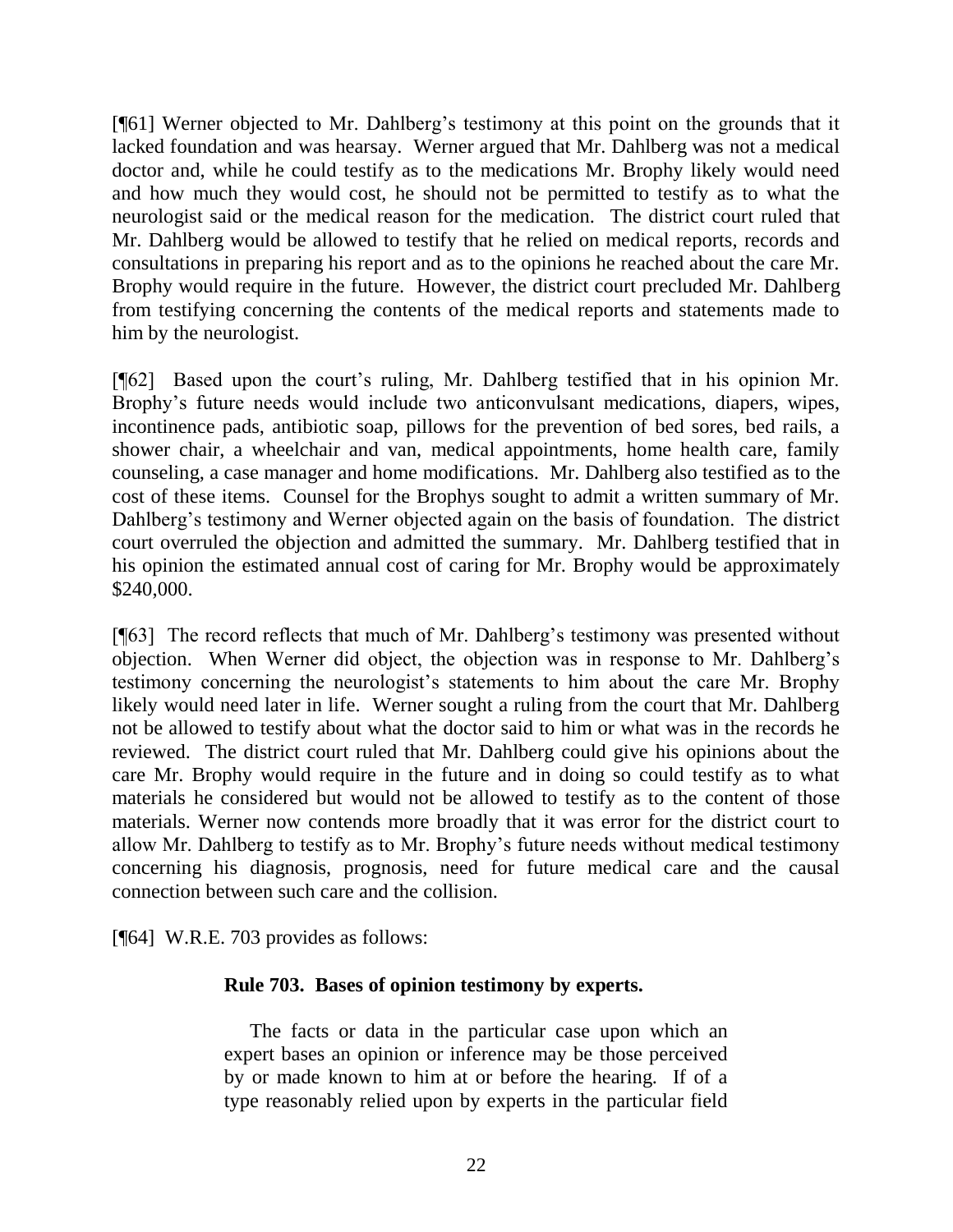[¶61] Werner objected to Mr. Dahlberg's testimony at this point on the grounds that it lacked foundation and was hearsay. Werner argued that Mr. Dahlberg was not a medical doctor and, while he could testify as to the medications Mr. Brophy likely would need and how much they would cost, he should not be permitted to testify as to what the neurologist said or the medical reason for the medication. The district court ruled that Mr. Dahlberg would be allowed to testify that he relied on medical reports, records and consultations in preparing his report and as to the opinions he reached about the care Mr. Brophy would require in the future. However, the district court precluded Mr. Dahlberg from testifying concerning the contents of the medical reports and statements made to him by the neurologist.

[¶62] Based upon the court's ruling, Mr. Dahlberg testified that in his opinion Mr. Brophy's future needs would include two anticonvulsant medications, diapers, wipes, incontinence pads, antibiotic soap, pillows for the prevention of bed sores, bed rails, a shower chair, a wheelchair and van, medical appointments, home health care, family counseling, a case manager and home modifications. Mr. Dahlberg also testified as to the cost of these items. Counsel for the Brophys sought to admit a written summary of Mr. Dahlberg's testimony and Werner objected again on the basis of foundation. The district court overruled the objection and admitted the summary. Mr. Dahlberg testified that in his opinion the estimated annual cost of caring for Mr. Brophy would be approximately \$240,000.

[¶63] The record reflects that much of Mr. Dahlberg's testimony was presented without objection. When Werner did object, the objection was in response to Mr. Dahlberg's testimony concerning the neurologist's statements to him about the care Mr. Brophy likely would need later in life. Werner sought a ruling from the court that Mr. Dahlberg not be allowed to testify about what the doctor said to him or what was in the records he reviewed. The district court ruled that Mr. Dahlberg could give his opinions about the care Mr. Brophy would require in the future and in doing so could testify as to what materials he considered but would not be allowed to testify as to the content of those materials. Werner now contends more broadly that it was error for the district court to allow Mr. Dahlberg to testify as to Mr. Brophy's future needs without medical testimony concerning his diagnosis, prognosis, need for future medical care and the causal connection between such care and the collision.

[¶64] W.R.E. 703 provides as follows:

> **Rule 703. Bases of opinion testimony by experts.**
>
> The facts or data in the particular case upon which an expert bases an opinion or inference may be those perceived by or made known to him at or before the hearing. If of a type reasonably relied upon by experts in the particular field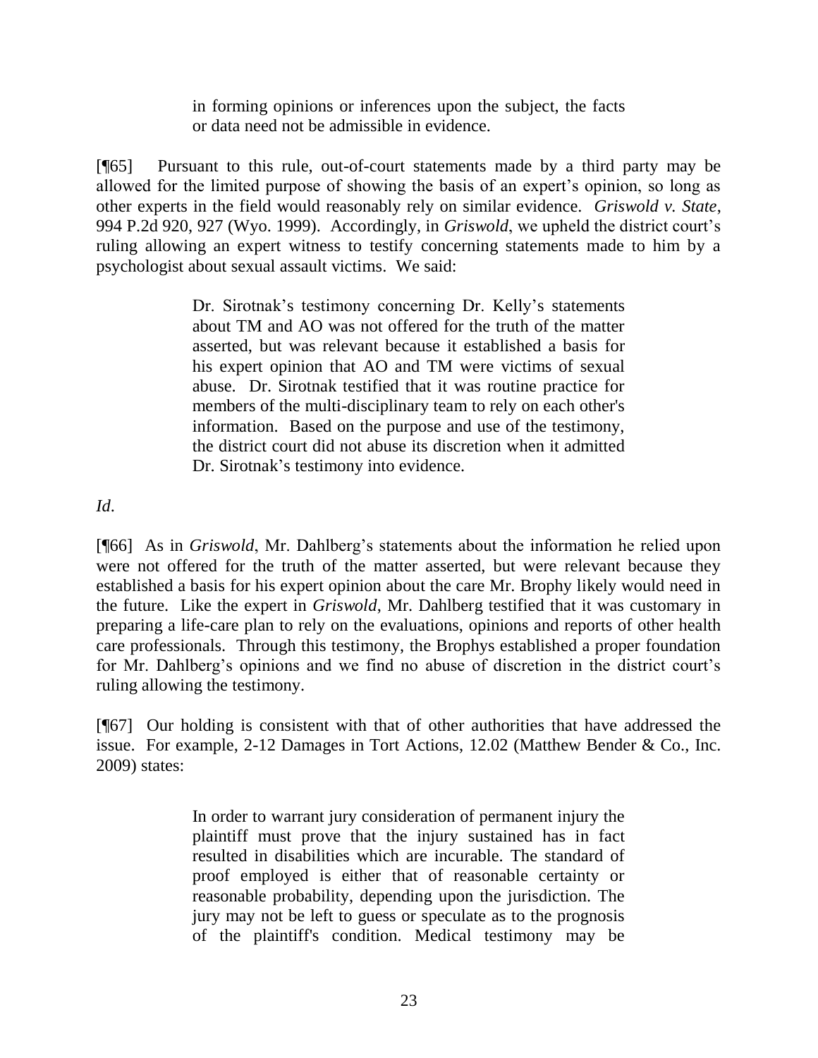> in forming opinions or inferences upon the subject, the facts or data need not be admissible in evidence.

[¶65] Pursuant to this rule, out-of-court statements made by a third party may be allowed for the limited purpose of showing the basis of an expert's opinion, so long as other experts in the field would reasonably rely on similar evidence. *Griswold v. State*, 994 P.2d 920, 927 (Wyo. 1999). Accordingly, in *Griswold*, we upheld the district court's ruling allowing an expert witness to testify concerning statements made to him by a psychologist about sexual assault victims. We said:

> Dr. Sirotnak's testimony concerning Dr. Kelly's statements about TM and AO was not offered for the truth of the matter asserted, but was relevant because it established a basis for his expert opinion that AO and TM were victims of sexual abuse. Dr. Sirotnak testified that it was routine practice for members of the multi-disciplinary team to rely on each other's information. Based on the purpose and use of the testimony, the district court did not abuse its discretion when it admitted Dr. Sirotnak's testimony into evidence.

*Id*.

[¶66] As in *Griswold*, Mr. Dahlberg's statements about the information he relied upon were not offered for the truth of the matter asserted, but were relevant because they established a basis for his expert opinion about the care Mr. Brophy likely would need in the future. Like the expert in *Griswold*, Mr. Dahlberg testified that it was customary in preparing a life-care plan to rely on the evaluations, opinions and reports of other health care professionals. Through this testimony, the Brophys established a proper foundation for Mr. Dahlberg's opinions and we find no abuse of discretion in the district court's ruling allowing the testimony.

[¶67] Our holding is consistent with that of other authorities that have addressed the issue. For example, 2-12 Damages in Tort Actions, 12.02 (Matthew Bender & Co., Inc. 2009) states:

> In order to warrant jury consideration of permanent injury the plaintiff must prove that the injury sustained has in fact resulted in disabilities which are incurable. The standard of proof employed is either that of reasonable certainty or reasonable probability, depending upon the jurisdiction. The jury may not be left to guess or speculate as to the prognosis of the plaintiff's condition. Medical testimony may be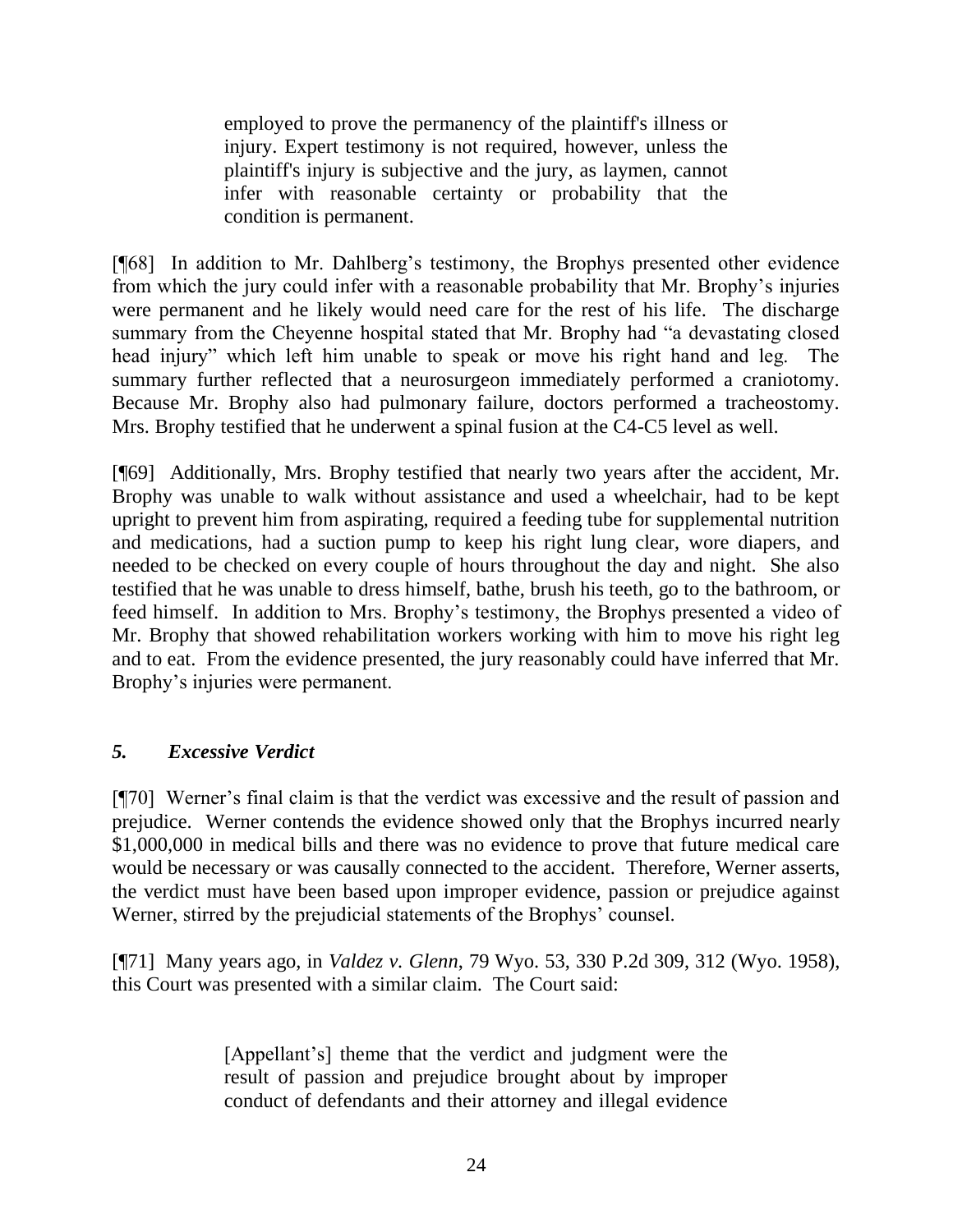> employed to prove the permanency of the plaintiff's illness or injury. Expert testimony is not required, however, unless the plaintiff's injury is subjective and the jury, as laymen, cannot infer with reasonable certainty or probability that the condition is permanent.

[¶68] In addition to Mr. Dahlberg's testimony, the Brophys presented other evidence from which the jury could infer with a reasonable probability that Mr. Brophy's injuries were permanent and he likely would need care for the rest of his life. The discharge summary from the Cheyenne hospital stated that Mr. Brophy had "a devastating closed head injury" which left him unable to speak or move his right hand and leg. The summary further reflected that a neurosurgeon immediately performed a craniotomy. Because Mr. Brophy also had pulmonary failure, doctors performed a tracheostomy. Mrs. Brophy testified that he underwent a spinal fusion at the C4-C5 level as well.

[¶69] Additionally, Mrs. Brophy testified that nearly two years after the accident, Mr. Brophy was unable to walk without assistance and used a wheelchair, had to be kept upright to prevent him from aspirating, required a feeding tube for supplemental nutrition and medications, had a suction pump to keep his right lung clear, wore diapers, and needed to be checked on every couple of hours throughout the day and night. She also testified that he was unable to dress himself, bathe, brush his teeth, go to the bathroom, or feed himself. In addition to Mrs. Brophy's testimony, the Brophys presented a video of Mr. Brophy that showed rehabilitation workers working with him to move his right leg and to eat. From the evidence presented, the jury reasonably could have inferred that Mr. Brophy's injuries were permanent.

### *5. Excessive Verdict*

[¶70] Werner's final claim is that the verdict was excessive and the result of passion and prejudice. Werner contends the evidence showed only that the Brophys incurred nearly $1,000,000 in medical bills and there was no evidence to prove that future medical care would be necessary or was causally connected to the accident. Therefore, Werner asserts, the verdict must have been based upon improper evidence, passion or prejudice against Werner, stirred by the prejudicial statements of the Brophys' counsel.

[¶71] Many years ago, in *Valdez v. Glenn*, 79 Wyo. 53, 330 P.2d 309, 312 (Wyo. 1958), this Court was presented with a similar claim. The Court said:

> [Appellant's] theme that the verdict and judgment were the result of passion and prejudice brought about by improper conduct of defendants and their attorney and illegal evidence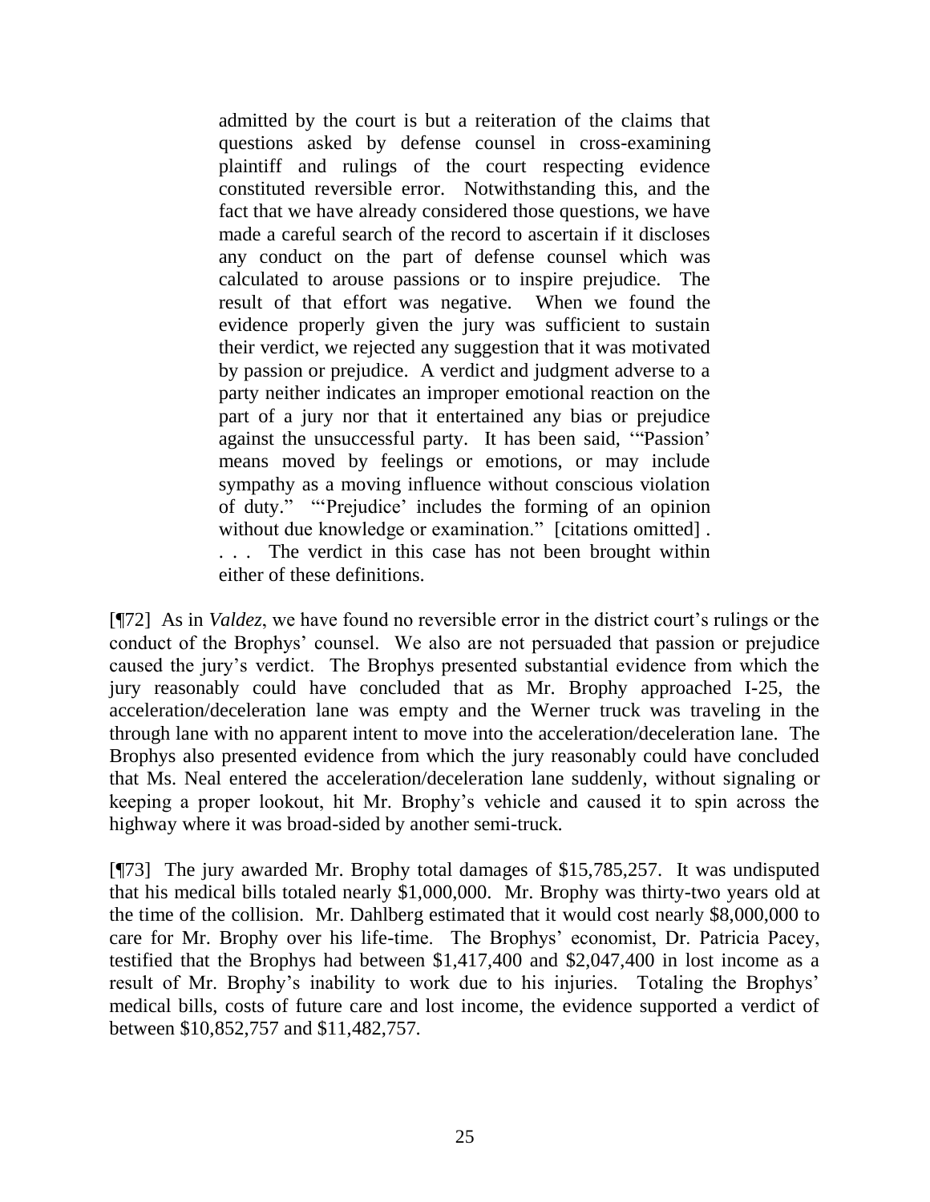> admitted by the court is but a reiteration of the claims that questions asked by defense counsel in cross-examining plaintiff and rulings of the court respecting evidence constituted reversible error. Notwithstanding this, and the fact that we have already considered those questions, we have made a careful search of the record to ascertain if it discloses any conduct on the part of defense counsel which was calculated to arouse passions or to inspire prejudice. The result of that effort was negative. When we found the evidence properly given the jury was sufficient to sustain their verdict, we rejected any suggestion that it was motivated by passion or prejudice. A verdict and judgment adverse to a party neither indicates an improper emotional reaction on the part of a jury nor that it entertained any bias or prejudice against the unsuccessful party. It has been said, '"Passion' means moved by feelings or emotions, or may include sympathy as a moving influence without conscious violation of duty." "'Prejudice' includes the forming of an opinion without due knowledge or examination." [citations omitted] . . . . The verdict in this case has not been brought within either of these definitions.

[¶72] As in *Valdez*, we have found no reversible error in the district court's rulings or the conduct of the Brophys' counsel. We also are not persuaded that passion or prejudice caused the jury's verdict. The Brophys presented substantial evidence from which the jury reasonably could have concluded that as Mr. Brophy approached I-25, the acceleration/deceleration lane was empty and the Werner truck was traveling in the through lane with no apparent intent to move into the acceleration/deceleration lane. The Brophys also presented evidence from which the jury reasonably could have concluded that Ms. Neal entered the acceleration/deceleration lane suddenly, without signaling or keeping a proper lookout, hit Mr. Brophy's vehicle and caused it to spin across the highway where it was broad-sided by another semi-truck.

[¶73] The jury awarded Mr. Brophy total damages of $15,785,257. It was undisputed that his medical bills totaled nearly $1,000,000. Mr. Brophy was thirty-two years old at the time of the collision. Mr. Dahlberg estimated that it would cost nearly $8,000,000 to care for Mr. Brophy over his life-time. The Brophys' economist, Dr. Patricia Pacey, testified that the Brophys had between $1,417,400 and $2,047,400 in lost income as a result of Mr. Brophy's inability to work due to his injuries. Totaling the Brophys' medical bills, costs of future care and lost income, the evidence supported a verdict of between $10,852,757 and $11,482,757.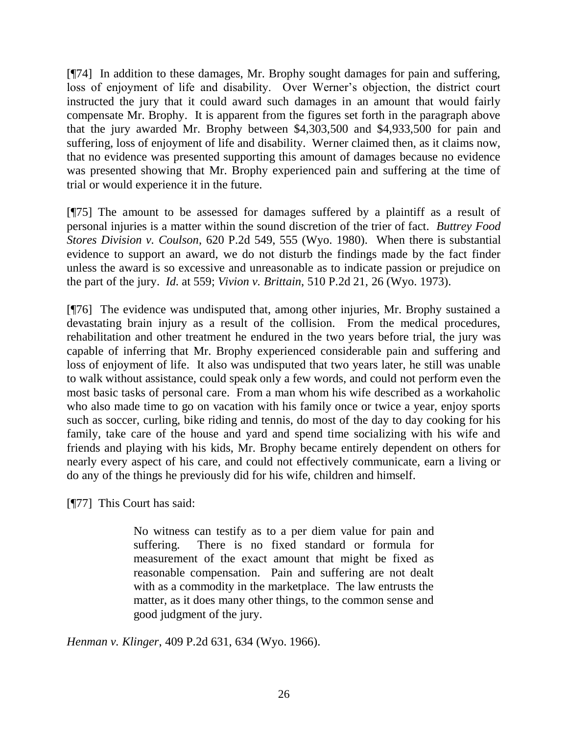[¶74] In addition to these damages, Mr. Brophy sought damages for pain and suffering, loss of enjoyment of life and disability. Over Werner's objection, the district court instructed the jury that it could award such damages in an amount that would fairly compensate Mr. Brophy. It is apparent from the figures set forth in the paragraph above that the jury awarded Mr. Brophy between $4,303,500 and $4,933,500 for pain and suffering, loss of enjoyment of life and disability. Werner claimed then, as it claims now, that no evidence was presented supporting this amount of damages because no evidence was presented showing that Mr. Brophy experienced pain and suffering at the time of trial or would experience it in the future.

[¶75] The amount to be assessed for damages suffered by a plaintiff as a result of personal injuries is a matter within the sound discretion of the trier of fact. *Buttrey Food Stores Division v. Coulson*, 620 P.2d 549, 555 (Wyo. 1980). When there is substantial evidence to support an award, we do not disturb the findings made by the fact finder unless the award is so excessive and unreasonable as to indicate passion or prejudice on the part of the jury. *Id.* at 559; *Vivion v. Brittain*, 510 P.2d 21, 26 (Wyo. 1973).

[¶76] The evidence was undisputed that, among other injuries, Mr. Brophy sustained a devastating brain injury as a result of the collision. From the medical procedures, rehabilitation and other treatment he endured in the two years before trial, the jury was capable of inferring that Mr. Brophy experienced considerable pain and suffering and loss of enjoyment of life. It also was undisputed that two years later, he still was unable to walk without assistance, could speak only a few words, and could not perform even the most basic tasks of personal care. From a man whom his wife described as a workaholic who also made time to go on vacation with his family once or twice a year, enjoy sports such as soccer, curling, bike riding and tennis, do most of the day to day cooking for his family, take care of the house and yard and spend time socializing with his wife and friends and playing with his kids, Mr. Brophy became entirely dependent on others for nearly every aspect of his care, and could not effectively communicate, earn a living or do any of the things he previously did for his wife, children and himself.

[¶77] This Court has said:

> No witness can testify as to a per diem value for pain and suffering. There is no fixed standard or formula for measurement of the exact amount that might be fixed as reasonable compensation. Pain and suffering are not dealt with as a commodity in the marketplace. The law entrusts the matter, as it does many other things, to the common sense and good judgment of the jury.

*Henman v. Klinger*, 409 P.2d 631, 634 (Wyo. 1966).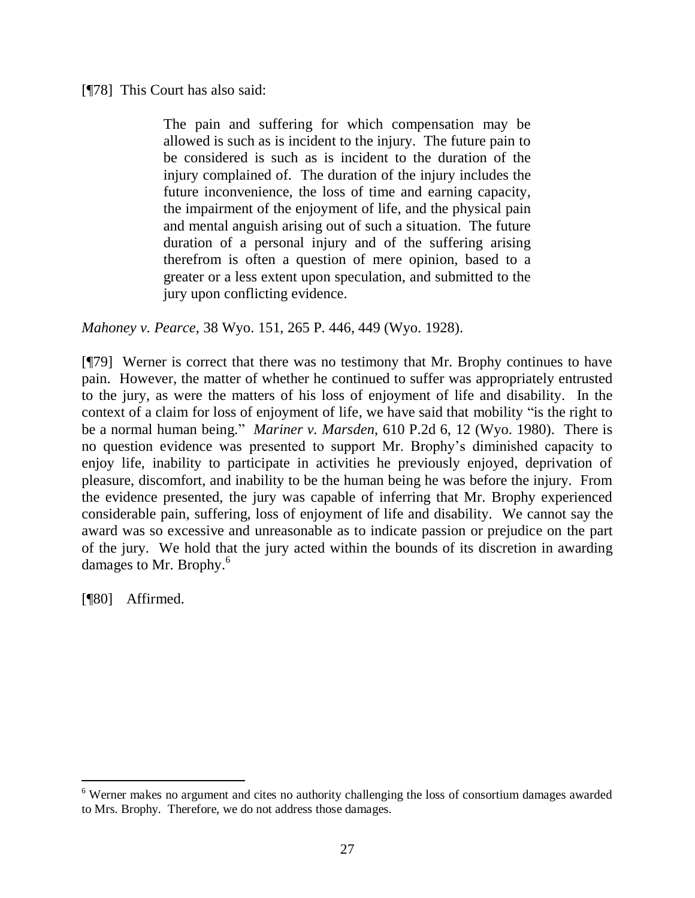[¶78] This Court has also said:

> The pain and suffering for which compensation may be allowed is such as is incident to the injury. The future pain to be considered is such as is incident to the duration of the injury complained of. The duration of the injury includes the future inconvenience, the loss of time and earning capacity, the impairment of the enjoyment of life, and the physical pain and mental anguish arising out of such a situation. The future duration of a personal injury and of the suffering arising therefrom is often a question of mere opinion, based to a greater or a less extent upon speculation, and submitted to the jury upon conflicting evidence.

*Mahoney v. Pearce*, 38 Wyo. 151, 265 P. 446, 449 (Wyo. 1928).

[¶79] Werner is correct that there was no testimony that Mr. Brophy continues to have pain. However, the matter of whether he continued to suffer was appropriately entrusted to the jury, as were the matters of his loss of enjoyment of life and disability. In the context of a claim for loss of enjoyment of life, we have said that mobility "is the right to be a normal human being." *Mariner v. Marsden*, 610 P.2d 6, 12 (Wyo. 1980). There is no question evidence was presented to support Mr. Brophy's diminished capacity to enjoy life, inability to participate in activities he previously enjoyed, deprivation of pleasure, discomfort, and inability to be the human being he was before the injury. From the evidence presented, the jury was capable of inferring that Mr. Brophy experienced considerable pain, suffering, loss of enjoyment of life and disability. We cannot say the award was so excessive and unreasonable as to indicate passion or prejudice on the part of the jury. We hold that the jury acted within the bounds of its discretion in awarding damages to Mr. Brophy.[6]

[¶80] Affirmed.

---

[6] Werner makes no argument and cites no authority challenging the loss of consortium damages awarded to Mrs. Brophy. Therefore, we do not address those damages.